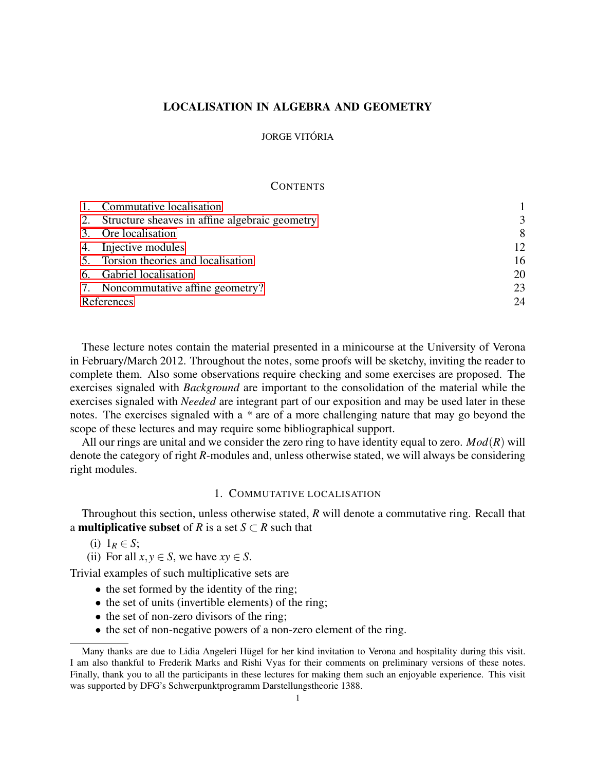# LOCALISATION IN ALGEBRA AND GEOMETRY

JORGE VITÓRIA

## CONTENTS

| | |
|---|---|
| 1. Commutative localisation | 1 |
| 2. Structure sheaves in affine algebraic geometry | 3 |
| 3. Ore localisation | 8 |
| 4. Injective modules | 12 |
| 5. Torsion theories and localisation | 16 |
| 6. Gabriel localisation | 20 |
| 7. Noncommutative affine geometry? | 23 |
| References | 24 |

These lecture notes contain the material presented in a minicourse at the University of Verona in February/March 2012. Throughout the notes, some proofs will be sketchy, inviting the reader to complete them. Also some observations require checking and some exercises are proposed. The exercises signaled with *Background* are important to the consolidation of the material while the exercises signaled with *Needed* are integrant part of our exposition and may be used later in these notes. The exercises signaled with a * are of a more challenging nature that may go beyond the scope of these lectures and may require some bibliographical support.

All our rings are unital and we consider the zero ring to have identity equal to zero. $Mod(R)$ will denote the category of right $R$-modules and, unless otherwise stated, we will always be considering right modules.

## 1. COMMUTATIVE LOCALISATION

Throughout this section, unless otherwise stated, $R$ will denote a commutative ring. Recall that a **multiplicative subset** of $R$ is a set $S \subset R$ such that

(i) $1_R \in S$;
(ii) For all $x, y \in S$, we have $xy \in S$.

Trivial examples of such multiplicative sets are

- the set formed by the identity of the ring;
- the set of units (invertible elements) of the ring;
- the set of non-zero divisors of the ring;
- the set of non-negative powers of a non-zero element of the ring.

---

Many thanks are due to Lidia Angeleri Hügel for her kind invitation to Verona and hospitality during this visit. I am also thankful to Frederik Marks and Rishi Vyas for their comments on preliminary versions of these notes. Finally, thank you to all the participants in these lectures for making them such an enjoyable experience. This visit was supported by DFG's Schwerpunktprogramm Darstellungstheorie 1388.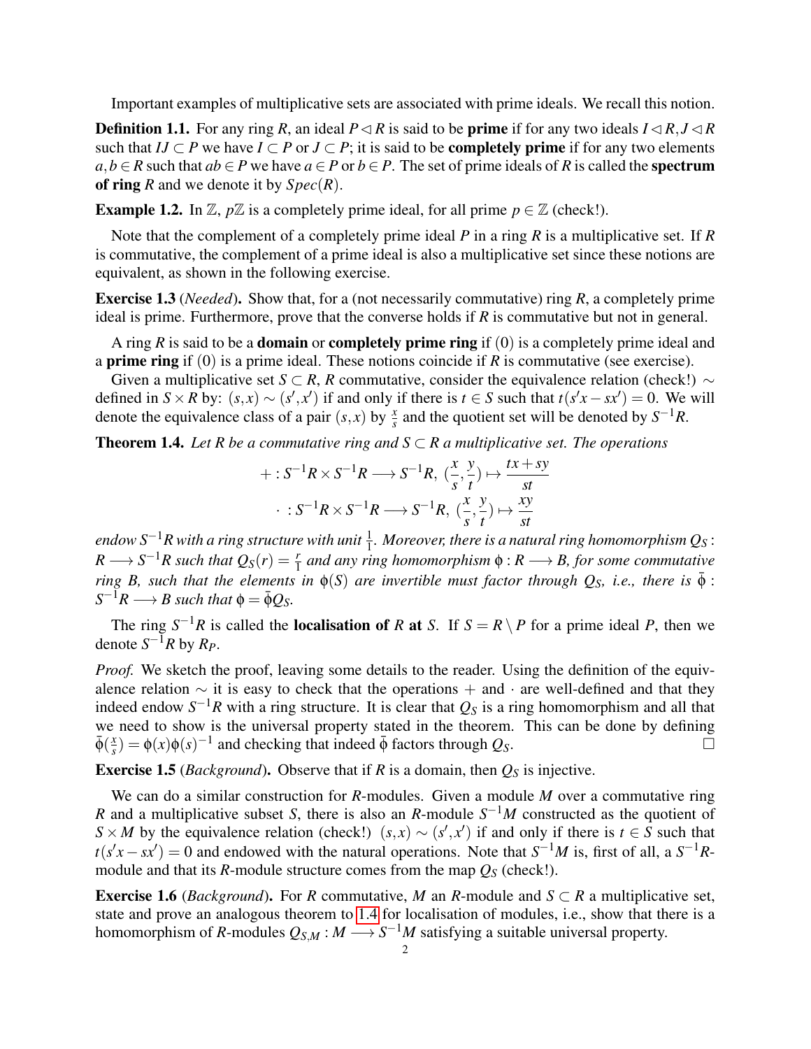Important examples of multiplicative sets are associated with prime ideals. We recall this notion.

**Definition 1.1.** For any ring $R$, an ideal $P \lhd R$ is said to be **prime** if for any two ideals $I \lhd R, J \lhd R$ such that $IJ \subset P$ we have $I \subset P$ or $J \subset P$; it is said to be **completely prime** if for any two elements $a, b \in R$ such that $ab \in P$ we have $a \in P$ or $b \in P$. The set of prime ideals of $R$ is called the **spectrum of ring** $R$ and we denote it by $Spec(R)$.

**Example 1.2.** In $\mathbb{Z}$, $p\mathbb{Z}$ is a completely prime ideal, for all prime $p \in \mathbb{Z}$ (check!).

Note that the complement of a completely prime ideal $P$ in a ring $R$ is a multiplicative set. If $R$ is commutative, the complement of a prime ideal is also a multiplicative set since these notions are equivalent, as shown in the following exercise.

**Exercise 1.3** (*Needed*)**.** Show that, for a (not necessarily commutative) ring $R$, a completely prime ideal is prime. Furthermore, prove that the converse holds if $R$ is commutative but not in general.

A ring $R$ is said to be a **domain** or **completely prime ring** if $(0)$ is a completely prime ideal and a **prime ring** if $(0)$ is a prime ideal. These notions coincide if $R$ is commutative (see exercise).

Given a multiplicative set $S \subset R$, $R$ commutative, consider the equivalence relation (check!) $\sim$ defined in $S \times R$ by: $(s, x) \sim (s', x')$ if and only if there is $t \in S$ such that $t(s'x - sx') = 0$. We will denote the equivalence class of a pair $(s, x)$ by $\frac{x}{s}$ and the quotient set will be denoted by $S^{-1}R$.

**Theorem 1.4.** *Let $R$ be a commutative ring and $S \subset R$ a multiplicative set. The operations*

$$+ : S^{-1}R \times S^{-1}R \longrightarrow S^{-1}R,\ (\frac{x}{s}, \frac{y}{t}) \mapsto \frac{tx + sy}{st}$$

$$\cdot\ : S^{-1}R \times S^{-1}R \longrightarrow S^{-1}R,\ (\frac{x}{s}, \frac{y}{t}) \mapsto \frac{xy}{st}$$

*endow $S^{-1}R$ with a ring structure with unit $\frac{1}{1}$. Moreover, there is a natural ring homomorphism $Q_S : R \longrightarrow S^{-1}R$ such that $Q_S(r) = \frac{r}{1}$ and any ring homomorphism $\phi : R \longrightarrow B$, for some commutative ring $B$, such that the elements in $\phi(S)$ are invertible must factor through $Q_S$, i.e., there is $\bar{\phi} : S^{-1}R \longrightarrow B$ such that $\phi = \bar{\phi} Q_S$.*

The ring $S^{-1}R$ is called the **localisation of $R$ at $S$**. If $S = R \setminus P$ for a prime ideal $P$, then we denote $S^{-1}R$ by $R_P$.

*Proof.* We sketch the proof, leaving some details to the reader. Using the definition of the equivalence relation $\sim$ it is easy to check that the operations $+$ and $\cdot$ are well-defined and that they indeed endow $S^{-1}R$ with a ring structure. It is clear that $Q_S$ is a ring homomorphism and all that we need to show is the universal property stated in the theorem. This can be done by defining $\bar{\phi}(\frac{x}{s}) = \phi(x)\phi(s)^{-1}$ and checking that indeed $\bar{\phi}$ factors through $Q_S$. □

**Exercise 1.5** (*Background*)**.** Observe that if $R$ is a domain, then $Q_S$ is injective.

We can do a similar construction for $R$-modules. Given a module $M$ over a commutative ring $R$ and a multiplicative subset $S$, there is also an $R$-module $S^{-1}M$ constructed as the quotient of $S \times M$ by the equivalence relation (check!) $(s, x) \sim (s', x')$ if and only if there is $t \in S$ such that $t(s'x - sx') = 0$ and endowed with the natural operations. Note that $S^{-1}M$ is, first of all, a $S^{-1}R$-module and that its $R$-module structure comes from the map $Q_S$ (check!).

**Exercise 1.6** (*Background*)**.** For $R$ commutative, $M$ an $R$-module and $S \subset R$ a multiplicative set, state and prove an analogous theorem to 1.4 for localisation of modules, i.e., show that there is a homomorphism of $R$-modules $Q_{S,M} : M \longrightarrow S^{-1}M$ satisfying a suitable universal property.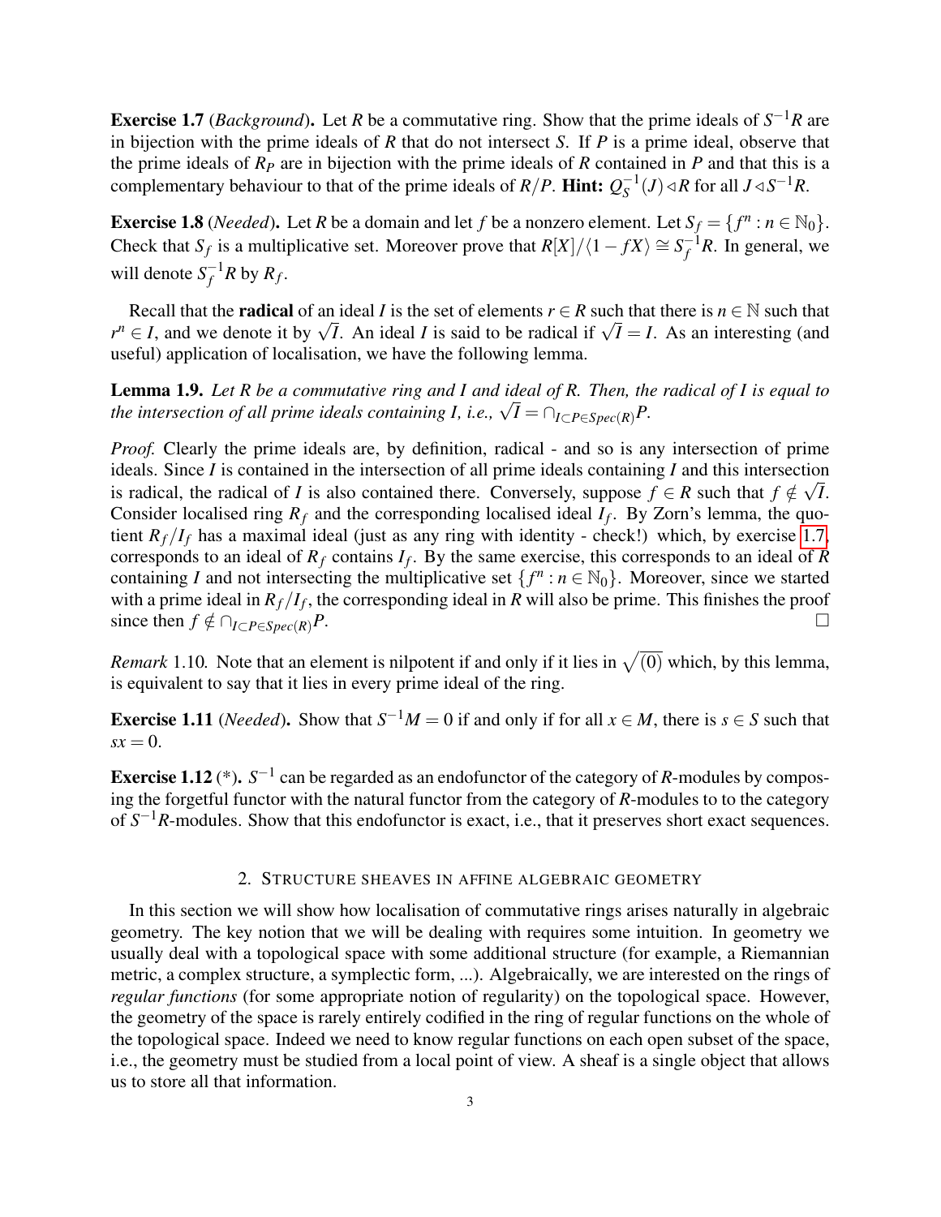**Exercise 1.7** (*Background*)**.** Let $R$ be a commutative ring. Show that the prime ideals of $S^{-1}R$ are in bijection with the prime ideals of $R$ that do not intersect $S$. If $P$ is a prime ideal, observe that the prime ideals of $R_P$ are in bijection with the prime ideals of $R$ contained in $P$ and that this is a complementary behaviour to that of the prime ideals of $R/P$. **Hint:** $Q_S^{-1}(J) \lhd R$ for all $J \lhd S^{-1}R$.

**Exercise 1.8** (*Needed*)**.** Let $R$ be a domain and let $f$ be a nonzero element. Let $S_f = \{f^n : n \in \mathbb{N}_0\}$. Check that $S_f$ is a multiplicative set. Moreover prove that $R[X]/\langle 1 - fX \rangle \cong S_f^{-1}R$. In general, we will denote $S_f^{-1}R$ by $R_f$.

Recall that the **radical** of an ideal $I$ is the set of elements $r \in R$ such that there is $n \in \mathbb{N}$ such that $r^n \in I$, and we denote it by $\sqrt{I}$. An ideal $I$ is said to be radical if $\sqrt{I} = I$. As an interesting (and useful) application of localisation, we have the following lemma.

**Lemma 1.9.** *Let $R$ be a commutative ring and $I$ and ideal of $R$. Then, the radical of $I$ is equal to the intersection of all prime ideals containing $I$, i.e., $\sqrt{I} = \cap_{I \subset P \in Spec(R)} P$.*

*Proof.* Clearly the prime ideals are, by definition, radical - and so is any intersection of prime ideals. Since $I$ is contained in the intersection of all prime ideals containing $I$ and this intersection is radical, the radical of $I$ is also contained there. Conversely, suppose $f \in R$ such that $f \notin \sqrt{I}$. Consider localised ring $R_f$ and the corresponding localised ideal $I_f$. By Zorn's lemma, the quotient $R_f/I_f$ has a maximal ideal (just as any ring with identity - check!) which, by exercise 1.7, corresponds to an ideal of $R_f$ contains $I_f$. By the same exercise, this corresponds to an ideal of $R$ containing $I$ and not intersecting the multiplicative set $\{f^n : n \in \mathbb{N}_0\}$. Moreover, since we started with a prime ideal in $R_f/I_f$, the corresponding ideal in $R$ will also be prime. This finishes the proof since then $f \notin \cap_{I \subset P \in Spec(R)} P$. ☐

*Remark* 1.10*.* Note that an element is nilpotent if and only if it lies in $\sqrt{(0)}$ which, by this lemma, is equivalent to say that it lies in every prime ideal of the ring.

**Exercise 1.11** (*Needed*)**.** Show that $S^{-1}M = 0$ if and only if for all $x \in M$, there is $s \in S$ such that $sx = 0$.

**Exercise 1.12** (\*)**.** $S^{-1}$ can be regarded as an endofunctor of the category of $R$-modules by composing the forgetful functor with the natural functor from the category of $R$-modules to to the category of $S^{-1}R$-modules. Show that this endofunctor is exact, i.e., that it preserves short exact sequences.

## 2. Structure sheaves in affine algebraic geometry

In this section we will show how localisation of commutative rings arises naturally in algebraic geometry. The key notion that we will be dealing with requires some intuition. In geometry we usually deal with a topological space with some additional structure (for example, a Riemannian metric, a complex structure, a symplectic form, ...). Algebraically, we are interested on the rings of *regular functions* (for some appropriate notion of regularity) on the topological space. However, the geometry of the space is rarely entirely codified in the ring of regular functions on the whole of the topological space. Indeed we need to know regular functions on each open subset of the space, i.e., the geometry must be studied from a local point of view. A sheaf is a single object that allows us to store all that information.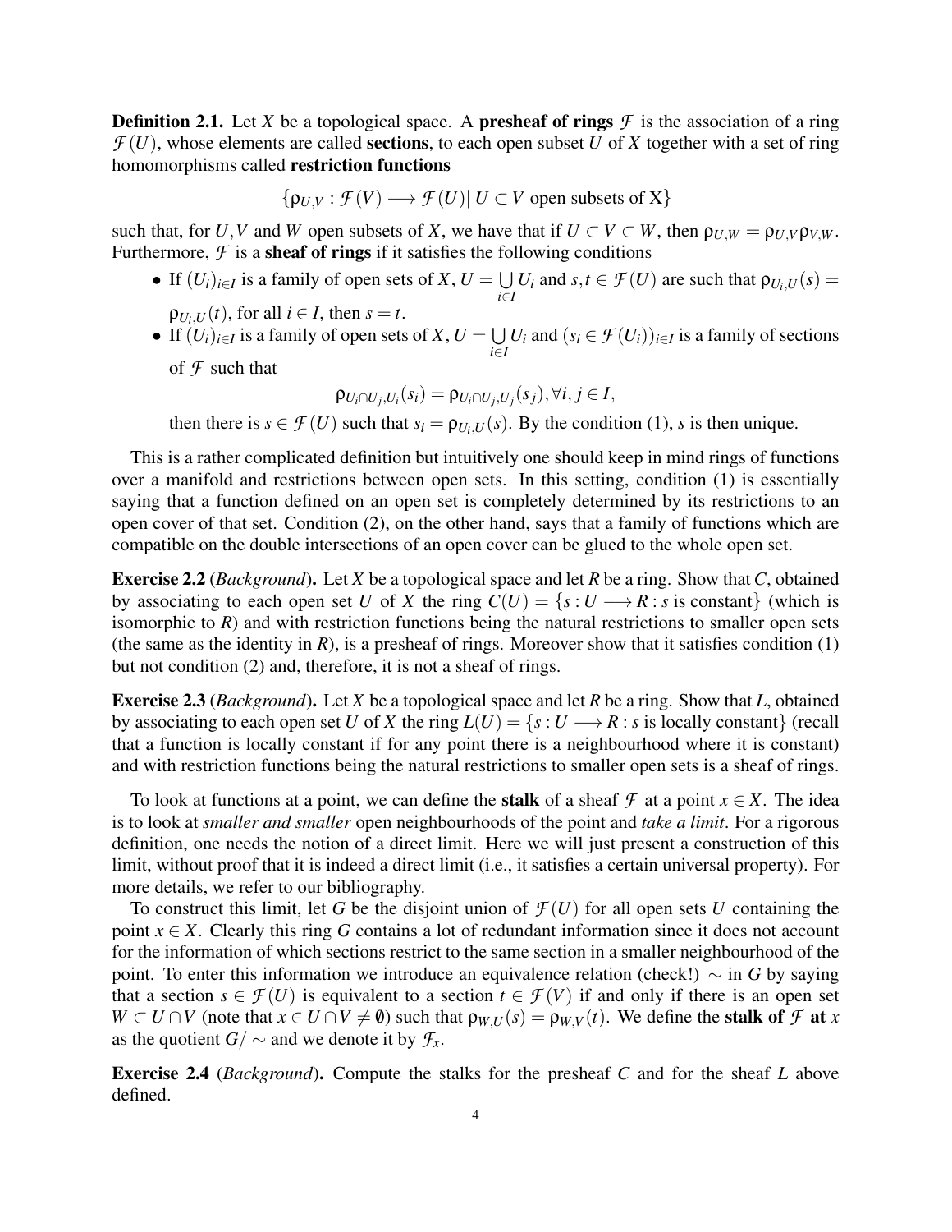**Definition 2.1.** Let $X$ be a topological space. A **presheaf of rings** $\mathcal{F}$ is the association of a ring $\mathcal{F}(U)$, whose elements are called **sections**, to each open subset $U$ of $X$ together with a set of ring homomorphisms called **restriction functions**

$$\{\rho_{U,V} : \mathcal{F}(V) \longrightarrow \mathcal{F}(U) | \; U \subset V \text{ open subsets of X}\}$$

such that, for $U,V$ and $W$ open subsets of $X$, we have that if $U \subset V \subset W$, then $\rho_{U,W} = \rho_{U,V}\rho_{V,W}$. Furthermore, $\mathcal{F}$ is a **sheaf of rings** if it satisfies the following conditions

- If $(U_i)_{i\in I}$ is a family of open sets of $X$, $U = \bigcup_{i\in I} U_i$ and $s,t \in \mathcal{F}(U)$ are such that $\rho_{U_i,U}(s) = \rho_{U_i,U}(t)$, for all $i \in I$, then $s = t$.
- If $(U_i)_{i\in I}$ is a family of open sets of $X$, $U = \bigcup_{i\in I} U_i$ and $(s_i \in \mathcal{F}(U_i))_{i\in I}$ is a family of sections of $\mathcal{F}$ such that
$$\rho_{U_i\cap U_j,U_i}(s_i) = \rho_{U_i\cap U_j,U_j}(s_j), \forall i, j \in I,$$
then there is $s \in \mathcal{F}(U)$ such that $s_i = \rho_{U_i,U}(s)$. By the condition (1), $s$ is then unique.

This is a rather complicated definition but intuitively one should keep in mind rings of functions over a manifold and restrictions between open sets. In this setting, condition (1) is essentially saying that a function defined on an open set is completely determined by its restrictions to an open cover of that set. Condition (2), on the other hand, says that a family of functions which are compatible on the double intersections of an open cover can be glued to the whole open set.

**Exercise 2.2** (*Background*). Let $X$ be a topological space and let $R$ be a ring. Show that $C$, obtained by associating to each open set $U$ of $X$ the ring $C(U) = \{s : U \longrightarrow R : s \text{ is constant}\}$ (which is isomorphic to $R$) and with restriction functions being the natural restrictions to smaller open sets (the same as the identity in $R$), is a presheaf of rings. Moreover show that it satisfies condition (1) but not condition (2) and, therefore, it is not a sheaf of rings.

**Exercise 2.3** (*Background*). Let $X$ be a topological space and let $R$ be a ring. Show that $L$, obtained by associating to each open set $U$ of $X$ the ring $L(U) = \{s : U \longrightarrow R : s \text{ is locally constant}\}$ (recall that a function is locally constant if for any point there is a neighbourhood where it is constant) and with restriction functions being the natural restrictions to smaller open sets is a sheaf of rings.

To look at functions at a point, we can define the **stalk** of a sheaf $\mathcal{F}$ at a point $x \in X$. The idea is to look at *smaller and smaller* open neighbourhoods of the point and *take a limit*. For a rigorous definition, one needs the notion of a direct limit. Here we will just present a construction of this limit, without proof that it is indeed a direct limit (i.e., it satisfies a certain universal property). For more details, we refer to our bibliography.

To construct this limit, let $G$ be the disjoint union of $\mathcal{F}(U)$ for all open sets $U$ containing the point $x \in X$. Clearly this ring $G$ contains a lot of redundant information since it does not account for the information of which sections restrict to the same section in a smaller neighbourhood of the point. To enter this information we introduce an equivalence relation (check!) $\sim$ in $G$ by saying that a section $s \in \mathcal{F}(U)$ is equivalent to a section $t \in \mathcal{F}(V)$ if and only if there is an open set $W \subset U \cap V$ (note that $x \in U \cap V \neq \emptyset$) such that $\rho_{W,U}(s) = \rho_{W,V}(t)$. We define the **stalk of** $\mathcal{F}$ **at** $x$ as the quotient $G/\sim$ and we denote it by $\mathcal{F}_x$.

**Exercise 2.4** (*Background*). Compute the stalks for the presheaf $C$ and for the sheaf $L$ above defined.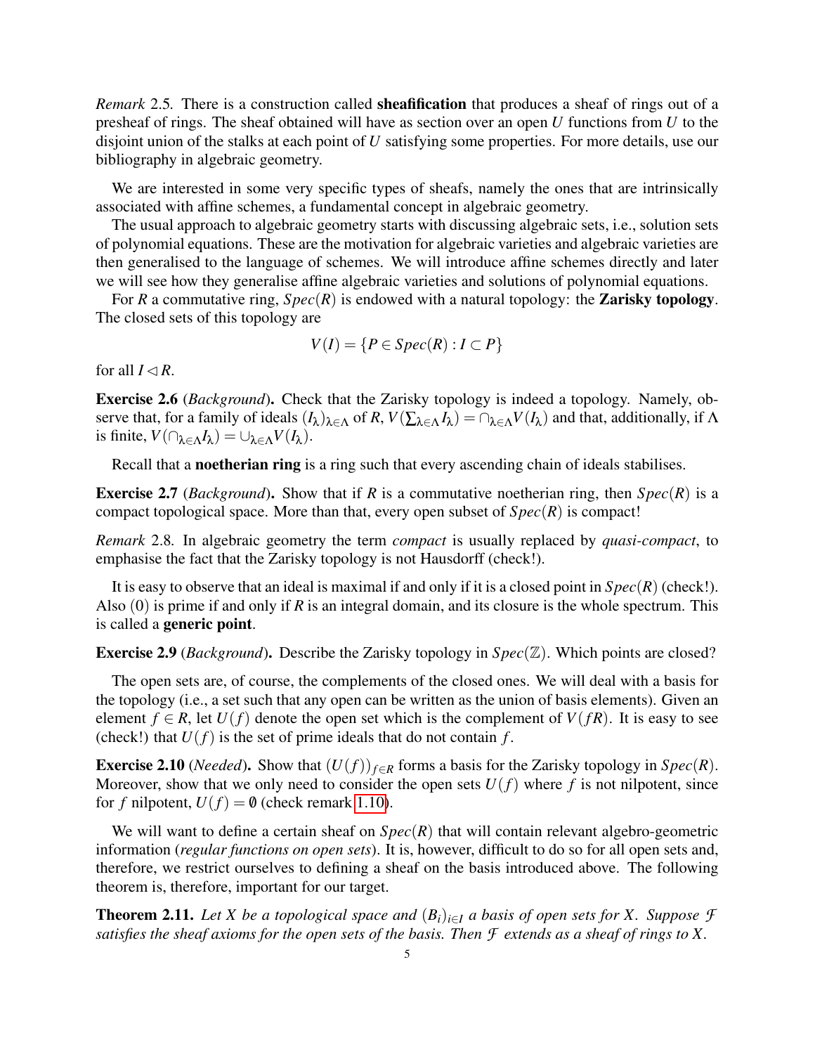*Remark* 2.5. There is a construction called **sheafification** that produces a sheaf of rings out of a presheaf of rings. The sheaf obtained will have as section over an open $U$ functions from $U$ to the disjoint union of the stalks at each point of $U$ satisfying some properties. For more details, use our bibliography in algebraic geometry.

We are interested in some very specific types of sheafs, namely the ones that are intrinsically associated with affine schemes, a fundamental concept in algebraic geometry.

The usual approach to algebraic geometry starts with discussing algebraic sets, i.e., solution sets of polynomial equations. These are the motivation for algebraic varieties and algebraic varieties are then generalised to the language of schemes. We will introduce affine schemes directly and later we will see how they generalise affine algebraic varieties and solutions of polynomial equations.

For $R$ a commutative ring, $Spec(R)$ is endowed with a natural topology: the **Zarisky topology**. The closed sets of this topology are

$$V(I) = \{P \in Spec(R) : I \subset P\}$$

for all $I \lhd R$.

**Exercise 2.6** (*Background*)**.** Check that the Zarisky topology is indeed a topology. Namely, observe that, for a family of ideals $(I_\lambda)_{\lambda\in\Lambda}$ of $R$, $V(\sum_{\lambda\in\Lambda} I_\lambda) = \cap_{\lambda\in\Lambda} V(I_\lambda)$ and that, additionally, if $\Lambda$ is finite, $V(\cap_{\lambda\in\Lambda} I_\lambda) = \cup_{\lambda\in\Lambda} V(I_\lambda)$.

Recall that a **noetherian ring** is a ring such that every ascending chain of ideals stabilises.

**Exercise 2.7** (*Background*)**.** Show that if $R$ is a commutative noetherian ring, then $Spec(R)$ is a compact topological space. More than that, every open subset of $Spec(R)$ is compact!

*Remark* 2.8. In algebraic geometry the term *compact* is usually replaced by *quasi-compact*, to emphasise the fact that the Zarisky topology is not Hausdorff (check!).

It is easy to observe that an ideal is maximal if and only if it is a closed point in $Spec(R)$ (check!). Also $(0)$ is prime if and only if $R$ is an integral domain, and its closure is the whole spectrum. This is called a **generic point**.

**Exercise 2.9** (*Background*)**.** Describe the Zarisky topology in $Spec(\mathbb{Z})$. Which points are closed?

The open sets are, of course, the complements of the closed ones. We will deal with a basis for the topology (i.e., a set such that any open can be written as the union of basis elements). Given an element $f \in R$, let $U(f)$ denote the open set which is the complement of $V(fR)$. It is easy to see (check!) that $U(f)$ is the set of prime ideals that do not contain $f$.

**Exercise 2.10** (*Needed*)**.** Show that $(U(f))_{f\in R}$ forms a basis for the Zarisky topology in $Spec(R)$. Moreover, show that we only need to consider the open sets $U(f)$ where $f$ is not nilpotent, since for $f$ nilpotent, $U(f) = \emptyset$ (check remark 1.10).

We will want to define a certain sheaf on $Spec(R)$ that will contain relevant algebro-geometric information (*regular functions on open sets*). It is, however, difficult to do so for all open sets and, therefore, we restrict ourselves to defining a sheaf on the basis introduced above. The following theorem is, therefore, important for our target.

**Theorem 2.11.** *Let $X$ be a topological space and $(B_i)_{i\in I}$ a basis of open sets for $X$. Suppose $\mathcal{F}$ satisfies the sheaf axioms for the open sets of the basis. Then $\mathcal{F}$ extends as a sheaf of rings to $X$.*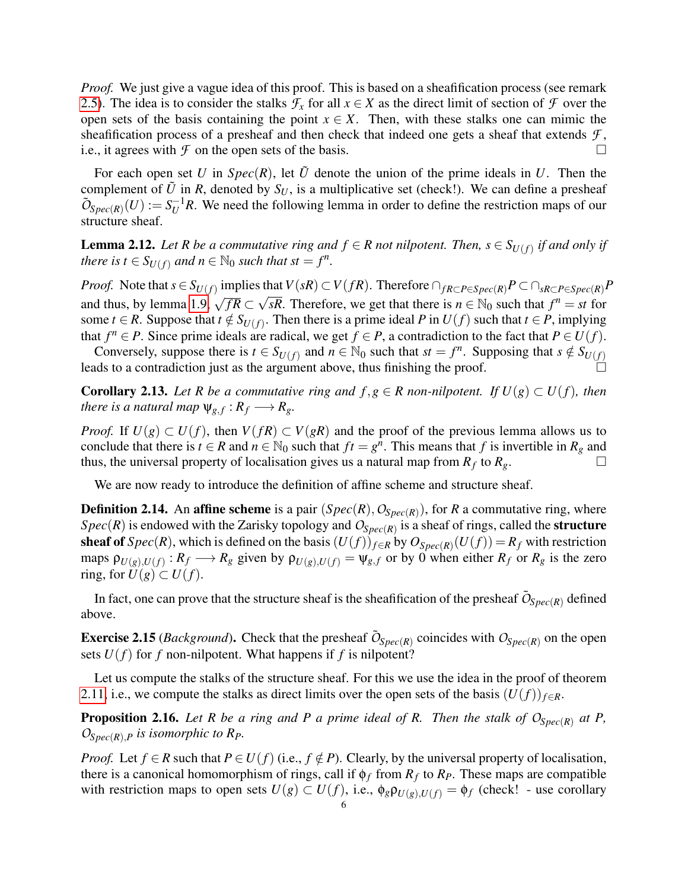*Proof.* We just give a vague idea of this proof. This is based on a sheafification process (see remark 2.5). The idea is to consider the stalks $\mathcal{F}_x$ for all $x \in X$ as the direct limit of section of $\mathcal{F}$ over the open sets of the basis containing the point $x \in X$. Then, with these stalks one can mimic the sheafification process of a presheaf and then check that indeed one gets a sheaf that extends $\mathcal{F}$, i.e., it agrees with $\mathcal{F}$ on the open sets of the basis. $\square$

For each open set $U$ in $Spec(R)$, let $\tilde{U}$ denote the union of the prime ideals in $U$. Then the complement of $\tilde{U}$ in $R$, denoted by $S_U$, is a multiplicative set (check!). We can define a presheaf $\tilde{O}_{Spec(R)}(U) := S_U^{-1}R$. We need the following lemma in order to define the restriction maps of our structure sheaf.

**Lemma 2.12.** *Let $R$ be a commutative ring and $f \in R$ not nilpotent. Then, $s \in S_{U(f)}$ if and only if there is $t \in S_{U(f)}$ and $n \in \mathbb{N}_0$ such that $st = f^n$.*

*Proof.* Note that $s \in S_{U(f)}$ implies that $V(sR) \subset V(fR)$. Therefore $\cap_{fR \subset P \in Spec(R)} P \subset \cap_{sR \subset P \in Spec(R)} P$ and thus, by lemma 1.9, $\sqrt{fR} \subset \sqrt{sR}$. Therefore, we get that there is $n \in \mathbb{N}_0$ such that $f^n = st$ for some $t \in R$. Suppose that $t \notin S_{U(f)}$. Then there is a prime ideal $P$ in $U(f)$ such that $t \in P$, implying that $f^n \in P$. Since prime ideals are radical, we get $f \in P$, a contradiction to the fact that $P \in U(f)$.

Conversely, suppose there is $t \in S_{U(f)}$ and $n \in \mathbb{N}_0$ such that $st = f^n$. Supposing that $s \notin S_{U(f)}$ leads to a contradiction just as the argument above, thus finishing the proof. $\square$

**Corollary 2.13.** *Let $R$ be a commutative ring and $f, g \in R$ non-nilpotent. If $U(g) \subset U(f)$, then there is a natural map $\psi_{g,f} : R_f \longrightarrow R_g$.*

*Proof.* If $U(g) \subset U(f)$, then $V(fR) \subset V(gR)$ and the proof of the previous lemma allows us to conclude that there is $t \in R$ and $n \in \mathbb{N}_0$ such that $ft = g^n$. This means that $f$ is invertible in $R_g$ and thus, the universal property of localisation gives us a natural map from $R_f$ to $R_g$. $\square$

We are now ready to introduce the definition of affine scheme and structure sheaf.

**Definition 2.14.** An **affine scheme** is a pair $(Spec(R), O_{Spec(R)})$, for $R$ a commutative ring, where $Spec(R)$ is endowed with the Zarisky topology and $O_{Spec(R)}$ is a sheaf of rings, called the **structure sheaf of** $Spec(R)$, which is defined on the basis $(U(f))_{f \in R}$ by $O_{Spec(R)}(U(f)) = R_f$ with restriction maps $\rho_{U(g),U(f)} : R_f \longrightarrow R_g$ given by $\rho_{U(g),U(f)} = \psi_{g,f}$ or by 0 when either $R_f$ or $R_g$ is the zero ring, for $U(g) \subset U(f)$.

In fact, one can prove that the structure sheaf is the sheafification of the presheaf $\tilde{O}_{Spec(R)}$ defined above.

**Exercise 2.15** (*Background*)**.** Check that the presheaf $\tilde{O}_{Spec(R)}$ coincides with $O_{Spec(R)}$ on the open sets $U(f)$ for $f$ non-nilpotent. What happens if $f$ is nilpotent?

Let us compute the stalks of the structure sheaf. For this we use the idea in the proof of theorem 2.11, i.e., we compute the stalks as direct limits over the open sets of the basis $(U(f))_{f \in R}$.

**Proposition 2.16.** *Let $R$ be a ring and $P$ a prime ideal of $R$. Then the stalk of $O_{Spec(R)}$ at $P$, $O_{Spec(R),P}$ is isomorphic to $R_P$.*

*Proof.* Let $f \in R$ such that $P \in U(f)$ (i.e., $f \notin P$). Clearly, by the universal property of localisation, there is a canonical homomorphism of rings, call if $\phi_f$ from $R_f$ to $R_P$. These maps are compatible with restriction maps to open sets $U(g) \subset U(f)$, i.e., $\phi_g \rho_{U(g),U(f)} = \phi_f$ (check! - use corollary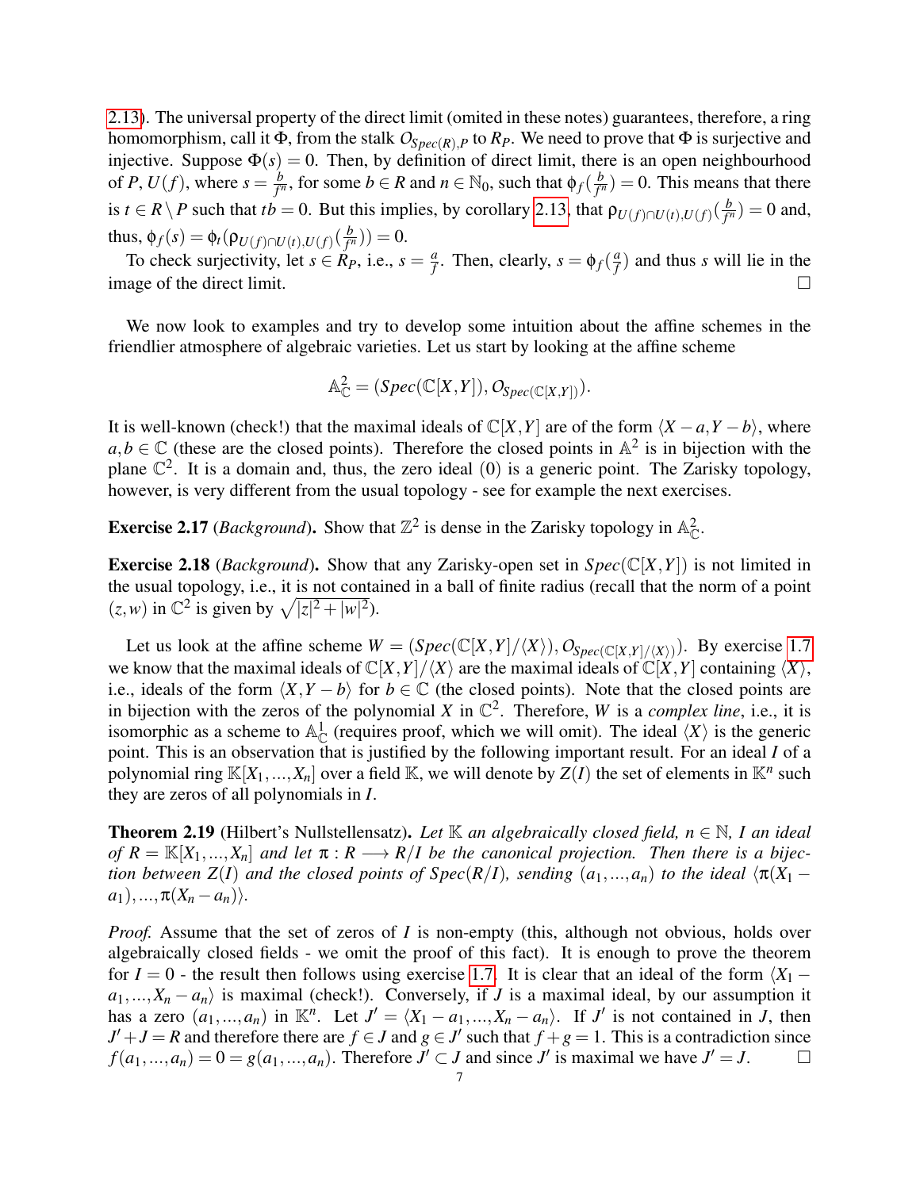2.13). The universal property of the direct limit (omited in these notes) guarantees, therefore, a ring homomorphism, call it $\Phi$, from the stalk $O_{Spec(R),P}$ to $R_P$. We need to prove that $\Phi$ is surjective and injective. Suppose $\Phi(s) = 0$. Then, by definition of direct limit, there is an open neighbourhood of $P$, $U(f)$, where $s = \frac{b}{f^n}$, for some $b \in R$ and $n \in \mathbb{N}_0$, such that $\phi_f(\frac{b}{f^n}) = 0$. This means that there is $t \in R \setminus P$ such that $tb = 0$. But this implies, by corollary 2.13, that $\rho_{U(f)\cap U(t),U(f)}(\frac{b}{f^n}) = 0$ and, thus, $\phi_f(s) = \phi_t(\rho_{U(f)\cap U(t),U(f)}(\frac{b}{f^n})) = 0$.

To check surjectivity, let $s \in R_P$, i.e., $s = \frac{a}{f}$. Then, clearly, $s = \phi_f(\frac{a}{f})$ and thus $s$ will lie in the image of the direct limit. □

We now look to examples and try to develop some intuition about the affine schemes in the friendlier atmosphere of algebraic varieties. Let us start by looking at the affine scheme

$$\mathbb{A}^2_{\mathbb{C}} = (Spec(\mathbb{C}[X,Y]), O_{Spec(\mathbb{C}[X,Y])}).$$

It is well-known (check!) that the maximal ideals of $\mathbb{C}[X,Y]$ are of the form $\langle X-a, Y-b\rangle$, where $a,b \in \mathbb{C}$ (these are the closed points). Therefore the closed points in $\mathbb{A}^2$ is in bijection with the plane $\mathbb{C}^2$. It is a domain and, thus, the zero ideal $(0)$ is a generic point. The Zarisky topology, however, is very different from the usual topology - see for example the next exercises.

**Exercise 2.17** (*Background*)**.** Show that $\mathbb{Z}^2$ is dense in the Zarisky topology in $\mathbb{A}^2_{\mathbb{C}}$.

**Exercise 2.18** (*Background*)**.** Show that any Zarisky-open set in $Spec(\mathbb{C}[X,Y])$ is not limited in the usual topology, i.e., it is not contained in a ball of finite radius (recall that the norm of a point $(z,w)$ in $\mathbb{C}^2$ is given by $\sqrt{|z|^2+|w|^2}$).

Let us look at the affine scheme $W = (Spec(\mathbb{C}[X,Y]/\langle X\rangle), O_{Spec(\mathbb{C}[X,Y]/\langle X\rangle)})$. By exercise 1.7 we know that the maximal ideals of $\mathbb{C}[X,Y]/\langle X\rangle$ are the maximal ideals of $\mathbb{C}[X,Y]$ containing $\langle X\rangle$, i.e., ideals of the form $\langle X, Y-b\rangle$ for $b \in \mathbb{C}$ (the closed points). Note that the closed points are in bijection with the zeros of the polynomial $X$ in $\mathbb{C}^2$. Therefore, $W$ is a *complex line*, i.e., it is isomorphic as a scheme to $\mathbb{A}^1_{\mathbb{C}}$ (requires proof, which we will omit). The ideal $\langle X\rangle$ is the generic point. This is an observation that is justified by the following important result. For an ideal $I$ of a polynomial ring $\mathbb{K}[X_1,...,X_n]$ over a field $\mathbb{K}$, we will denote by $Z(I)$ the set of elements in $\mathbb{K}^n$ such they are zeros of all polynomials in $I$.

**Theorem 2.19** (Hilbert's Nullstellensatz)**.** *Let $\mathbb{K}$ an algebraically closed field, $n \in \mathbb{N}$, $I$ an ideal of $R = \mathbb{K}[X_1,...,X_n]$ and let $\pi : R \longrightarrow R/I$ be the canonical projection. Then there is a bijection between $Z(I)$ and the closed points of $Spec(R/I)$, sending $(a_1,...,a_n)$ to the ideal $\langle \pi(X_1 - a_1),...,\pi(X_n - a_n)\rangle$.*

*Proof.* Assume that the set of zeros of $I$ is non-empty (this, although not obvious, holds over algebraically closed fields - we omit the proof of this fact). It is enough to prove the theorem for $I = 0$ - the result then follows using exercise 1.7. It is clear that an ideal of the form $\langle X_1 - a_1,...,X_n - a_n\rangle$ is maximal (check!). Conversely, if $J$ is a maximal ideal, by our assumption it has a zero $(a_1,...,a_n)$ in $\mathbb{K}^n$. Let $J' = \langle X_1 - a_1,...,X_n - a_n\rangle$. If $J'$ is not contained in $J$, then $J' + J = R$ and therefore there are $f \in J$ and $g \in J'$ such that $f + g = 1$. This is a contradiction since $f(a_1,...,a_n) = 0 = g(a_1,...,a_n)$. Therefore $J' \subset J$ and since $J'$ is maximal we have $J' = J$. □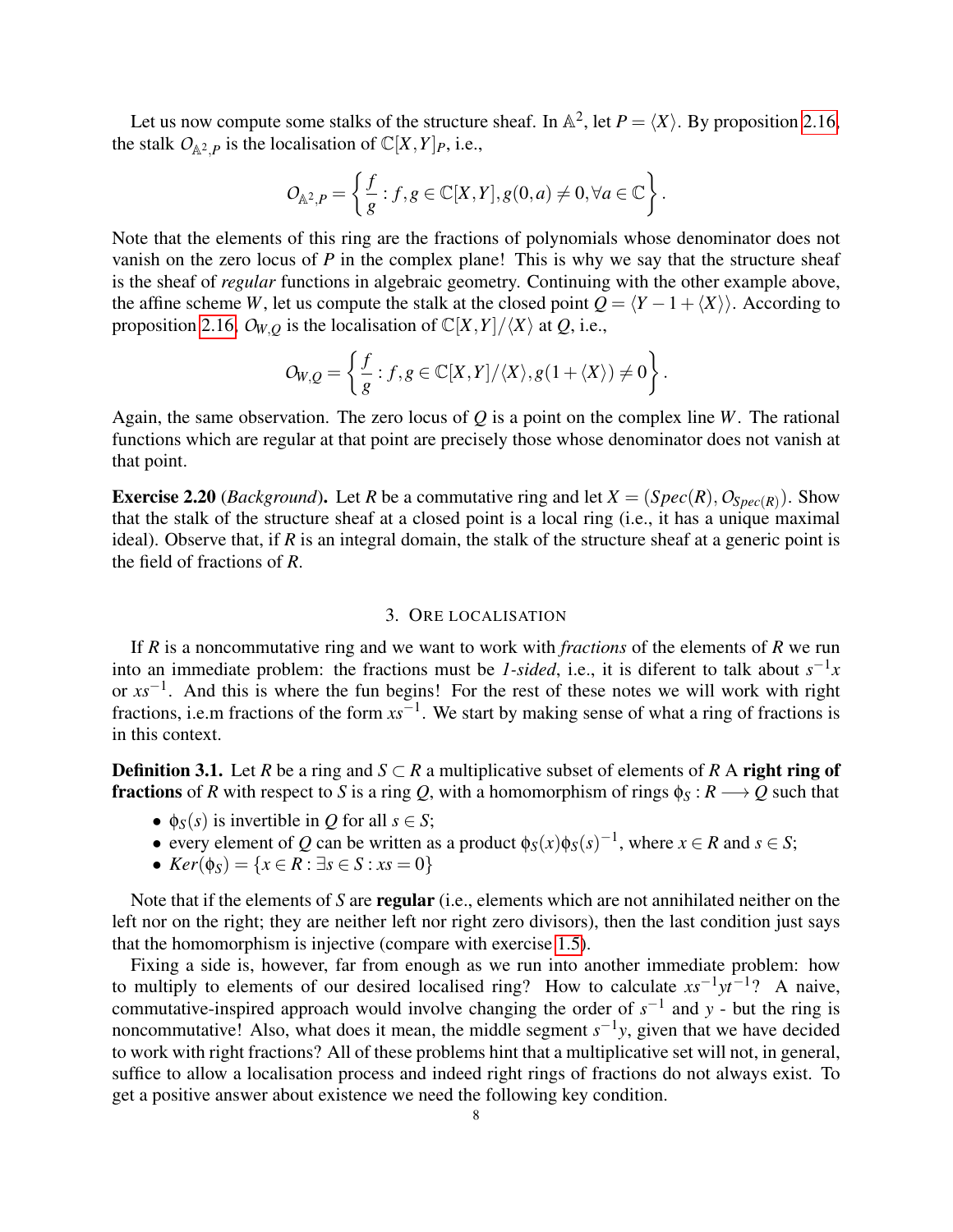Let us now compute some stalks of the structure sheaf. In $\mathbb{A}^2$, let $P = \langle X \rangle$. By proposition 2.16, the stalk $O_{\mathbb{A}^2,P}$ is the localisation of $\mathbb{C}[X,Y]_P$, i.e.,

$$O_{\mathbb{A}^2,P} = \left\{ \frac{f}{g} : f, g \in \mathbb{C}[X,Y], g(0,a) \neq 0, \forall a \in \mathbb{C} \right\}.$$

Note that the elements of this ring are the fractions of polynomials whose denominator does not vanish on the zero locus of $P$ in the complex plane! This is why we say that the structure sheaf is the sheaf of *regular* functions in algebraic geometry. Continuing with the other example above, the affine scheme $W$, let us compute the stalk at the closed point $Q = \langle Y - 1 + \langle X \rangle \rangle$. According to proposition 2.16, $O_{W,Q}$ is the localisation of $\mathbb{C}[X,Y]/\langle X \rangle$ at $Q$, i.e.,

$$O_{W,Q} = \left\{ \frac{f}{g} : f, g \in \mathbb{C}[X,Y]/\langle X \rangle, g(1 + \langle X \rangle) \neq 0 \right\}.$$

Again, the same observation. The zero locus of $Q$ is a point on the complex line $W$. The rational functions which are regular at that point are precisely those whose denominator does not vanish at that point.

**Exercise 2.20** (*Background*)**.** Let $R$ be a commutative ring and let $X = (Spec(R), O_{Spec(R)})$. Show that the stalk of the structure sheaf at a closed point is a local ring (i.e., it has a unique maximal ideal). Observe that, if $R$ is an integral domain, the stalk of the structure sheaf at a generic point is the field of fractions of $R$.

## 3. Ore localisation

If $R$ is a noncommutative ring and we want to work with *fractions* of the elements of $R$ we run into an immediate problem: the fractions must be *1-sided*, i.e., it is diferent to talk about $s^{-1}x$ or $xs^{-1}$. And this is where the fun begins! For the rest of these notes we will work with right fractions, i.e.m fractions of the form $xs^{-1}$. We start by making sense of what a ring of fractions is in this context.

**Definition 3.1.** Let $R$ be a ring and $S \subset R$ a multiplicative subset of elements of $R$ A **right ring of fractions** of $R$ with respect to $S$ is a ring $Q$, with a homomorphism of rings $\phi_S : R \longrightarrow Q$ such that

- $\phi_S(s)$ is invertible in $Q$ for all $s \in S$;
- every element of $Q$ can be written as a product $\phi_S(x)\phi_S(s)^{-1}$, where $x \in R$ and $s \in S$;
- $Ker(\phi_S) = \{x \in R : \exists s \in S : xs = 0\}$

Note that if the elements of $S$ are **regular** (i.e., elements which are not annihilated neither on the left nor on the right; they are neither left nor right zero divisors), then the last condition just says that the homomorphism is injective (compare with exercise 1.5).

Fixing a side is, however, far from enough as we run into another immediate problem: how to multiply to elements of our desired localised ring? How to calculate $xs^{-1}yt^{-1}$? A naive, commutative-inspired approach would involve changing the order of $s^{-1}$ and $y$ - but the ring is noncommutative! Also, what does it mean, the middle segment $s^{-1}y$, given that we have decided to work with right fractions? All of these problems hint that a multiplicative set will not, in general, suffice to allow a localisation process and indeed right rings of fractions do not always exist. To get a positive answer about existence we need the following key condition.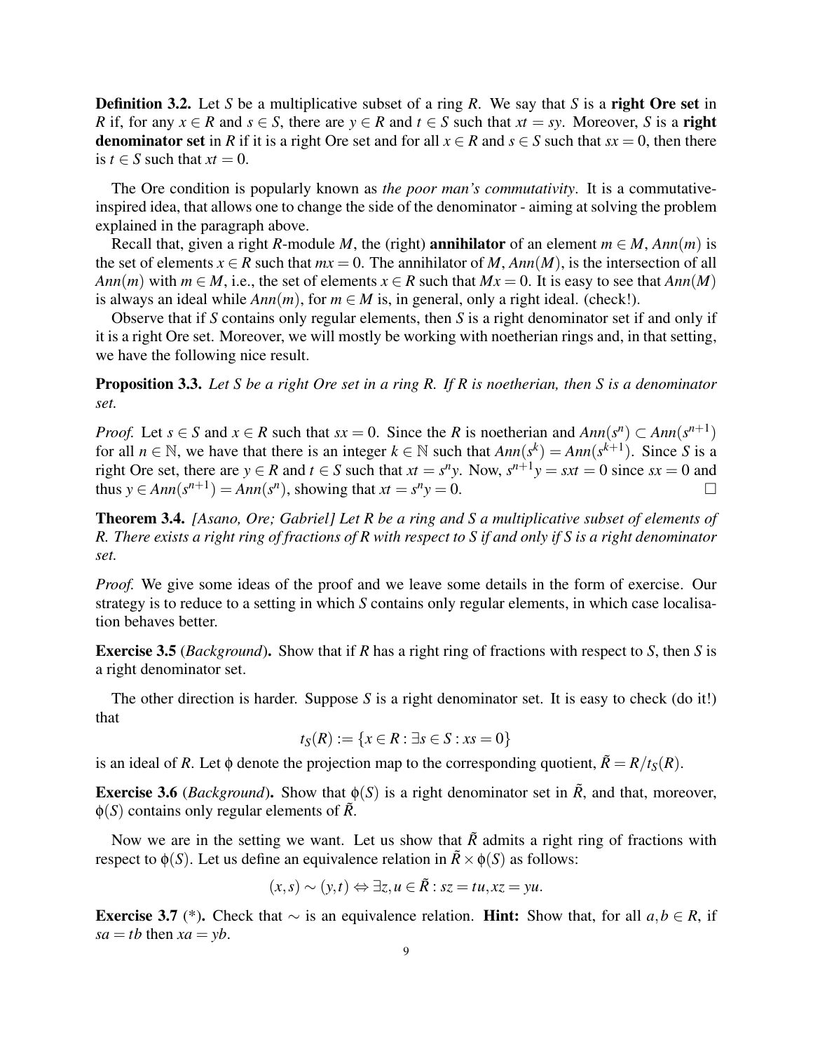**Definition 3.2.** Let $S$ be a multiplicative subset of a ring $R$. We say that $S$ is a **right Ore set** in $R$ if, for any $x \in R$ and $s \in S$, there are $y \in R$ and $t \in S$ such that $xt = sy$. Moreover, $S$ is a **right denominator set** in $R$ if it is a right Ore set and for all $x \in R$ and $s \in S$ such that $sx = 0$, then there is $t \in S$ such that $xt = 0$.

The Ore condition is popularly known as *the poor man's commutativity*. It is a commutative-inspired idea, that allows one to change the side of the denominator - aiming at solving the problem explained in the paragraph above.

Recall that, given a right $R$-module $M$, the (right) **annihilator** of an element $m \in M$, $Ann(m)$ is the set of elements $x \in R$ such that $mx = 0$. The annihilator of $M$, $Ann(M)$, is the intersection of all $Ann(m)$ with $m \in M$, i.e., the set of elements $x \in R$ such that $Mx = 0$. It is easy to see that $Ann(M)$ is always an ideal while $Ann(m)$, for $m \in M$ is, in general, only a right ideal. (check!).

Observe that if $S$ contains only regular elements, then $S$ is a right denominator set if and only if it is a right Ore set. Moreover, we will mostly be working with noetherian rings and, in that setting, we have the following nice result.

**Proposition 3.3.** *Let $S$ be a right Ore set in a ring $R$. If $R$ is noetherian, then $S$ is a denominator set.*

*Proof.* Let $s \in S$ and $x \in R$ such that $sx = 0$. Since the $R$ is noetherian and $Ann(s^n) \subset Ann(s^{n+1})$ for all $n \in \mathbb{N}$, we have that there is an integer $k \in \mathbb{N}$ such that $Ann(s^k) = Ann(s^{k+1})$. Since $S$ is a right Ore set, there are $y \in R$ and $t \in S$ such that $xt = s^n y$. Now, $s^{n+1}y = sxt = 0$ since $sx = 0$ and thus $y \in Ann(s^{n+1}) = Ann(s^n)$, showing that $xt = s^n y = 0$. $\square$

**Theorem 3.4.** *[Asano, Ore; Gabriel] Let $R$ be a ring and $S$ a multiplicative subset of elements of $R$. There exists a right ring of fractions of $R$ with respect to $S$ if and only if $S$ is a right denominator set.*

*Proof.* We give some ideas of the proof and we leave some details in the form of exercise. Our strategy is to reduce to a setting in which $S$ contains only regular elements, in which case localisation behaves better.

**Exercise 3.5** (*Background*)**.** Show that if $R$ has a right ring of fractions with respect to $S$, then $S$ is a right denominator set.

The other direction is harder. Suppose $S$ is a right denominator set. It is easy to check (do it!) that

$$t_S(R) := \{x \in R : \exists s \in S : xs = 0\}$$

is an ideal of $R$. Let $\phi$ denote the projection map to the corresponding quotient, $\tilde{R} = R/t_S(R)$.

**Exercise 3.6** (*Background*)**.** Show that $\phi(S)$ is a right denominator set in $\tilde{R}$, and that, moreover, $\phi(S)$ contains only regular elements of $\tilde{R}$.

Now we are in the setting we want. Let us show that $\tilde{R}$ admits a right ring of fractions with respect to $\phi(S)$. Let us define an equivalence relation in $\tilde{R} \times \phi(S)$ as follows:

$$(x,s) \sim (y,t) \Leftrightarrow \exists z, u \in \tilde{R} : sz = tu, xz = yu.$$

**Exercise 3.7** (\*)**.** Check that $\sim$ is an equivalence relation. **Hint:** Show that, for all $a, b \in R$, if $sa = tb$ then $xa = yb$.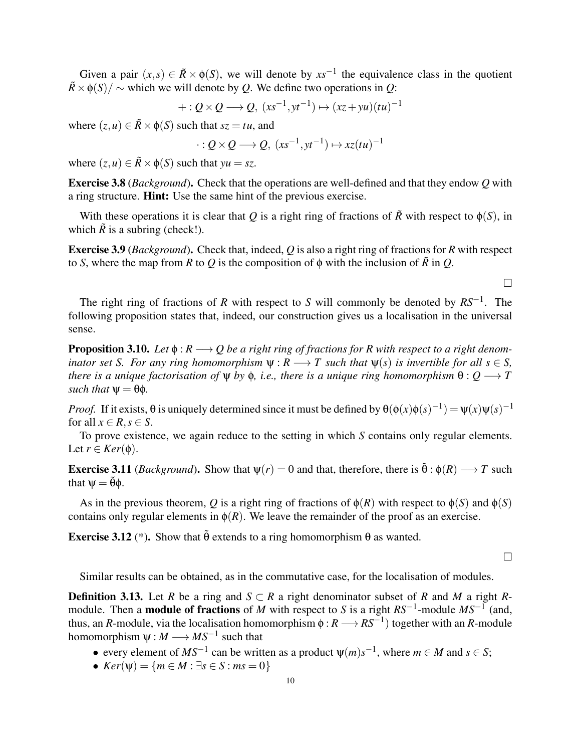Given a pair $(x,s) \in \tilde{R} \times \phi(S)$, we will denote by $xs^{-1}$ the equivalence class in the quotient $\tilde{R} \times \phi(S)/\sim$ which we will denote by $Q$. We define two operations in $Q$:

$$+ : Q \times Q \longrightarrow Q,\ (xs^{-1}, yt^{-1}) \mapsto (xz + yu)(tu)^{-1}$$

where $(z,u) \in \tilde{R} \times \phi(S)$ such that $sz = tu$, and

$$\cdot : Q \times Q \longrightarrow Q,\ (xs^{-1}, yt^{-1}) \mapsto xz(tu)^{-1}$$

where $(z,u) \in \tilde{R} \times \phi(S)$ such that $yu = sz$.

**Exercise 3.8** (*Background*)**.** Check that the operations are well-defined and that they endow $Q$ with a ring structure. **Hint:** Use the same hint of the previous exercise.

With these operations it is clear that $Q$ is a right ring of fractions of $\tilde{R}$ with respect to $\phi(S)$, in which $\tilde{R}$ is a subring (check!).

**Exercise 3.9** (*Background*)**.** Check that, indeed, $Q$ is also a right ring of fractions for $R$ with respect to $S$, where the map from $R$ to $Q$ is the composition of $\phi$ with the inclusion of $\tilde{R}$ in $Q$.

□

The right ring of fractions of $R$ with respect to $S$ will commonly be denoted by $RS^{-1}$. The following proposition states that, indeed, our construction gives us a localisation in the universal sense.

**Proposition 3.10.** *Let $\phi : R \longrightarrow Q$ be a right ring of fractions for $R$ with respect to a right denominator set $S$. For any ring homomorphism $\psi : R \longrightarrow T$ such that $\psi(s)$ is invertible for all $s \in S$, there is a unique factorisation of $\psi$ by $\phi$, i.e., there is a unique ring homomorphism $\theta : Q \longrightarrow T$ such that $\psi = \theta\phi$.*

*Proof.* If it exists, $\theta$ is uniquely determined since it must be defined by $\theta(\phi(x)\phi(s)^{-1}) = \psi(x)\psi(s)^{-1}$ for all $x \in R, s \in S$.

To prove existence, we again reduce to the setting in which $S$ contains only regular elements. Let $r \in Ker(\phi)$.

**Exercise 3.11** (*Background*)**.** Show that $\psi(r) = 0$ and that, therefore, there is $\tilde{\theta} : \phi(R) \longrightarrow T$ such that $\psi = \tilde{\theta}\phi$.

As in the previous theorem, $Q$ is a right ring of fractions of $\phi(R)$ with respect to $\phi(S)$ and $\phi(S)$ contains only regular elements in $\phi(R)$. We leave the remainder of the proof as an exercise.

**Exercise 3.12** (\*)**.** Show that $\tilde{\theta}$ extends to a ring homomorphism $\theta$ as wanted.

□

Similar results can be obtained, as in the commutative case, for the localisation of modules.

**Definition 3.13.** Let $R$ be a ring and $S \subset R$ a right denominator subset of $R$ and $M$ a right $R$-module. Then a **module of fractions** of $M$ with respect to $S$ is a right $RS^{-1}$-module $MS^{-1}$ (and, thus, an $R$-module, via the localisation homomorphism $\phi : R \longrightarrow RS^{-1}$) together with an $R$-module homomorphism $\psi : M \longrightarrow MS^{-1}$ such that

- every element of $MS^{-1}$ can be written as a product $\psi(m)s^{-1}$, where $m \in M$ and $s \in S$;
- $Ker(\psi) = \{m \in M : \exists s \in S : ms = 0\}$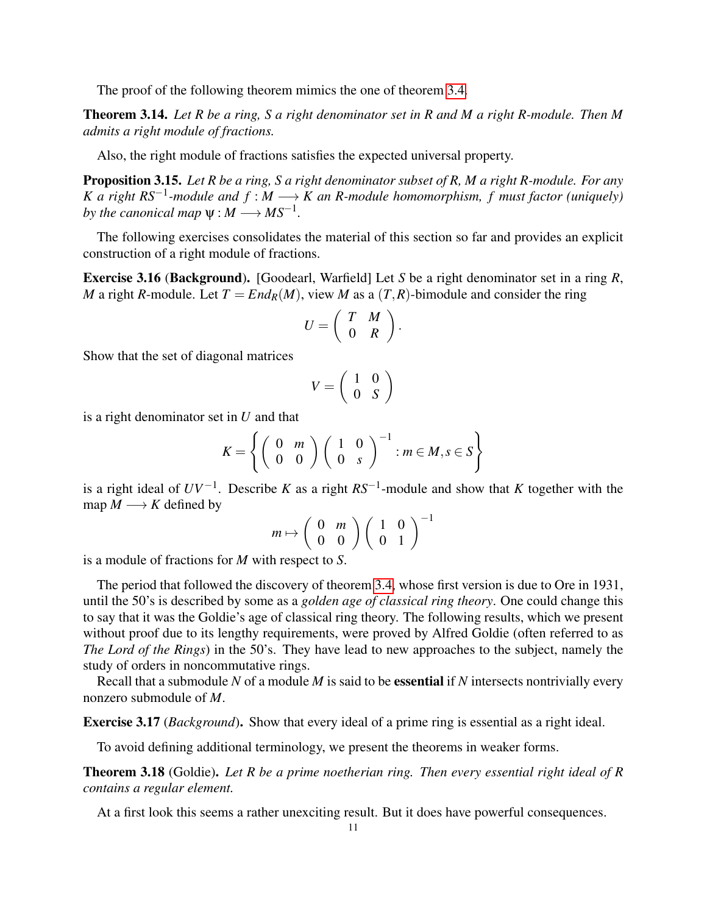The proof of the following theorem mimics the one of theorem 3.4.

**Theorem 3.14.** *Let $R$ be a ring, $S$ a right denominator set in $R$ and $M$ a right $R$-module. Then $M$ admits a right module of fractions.*

Also, the right module of fractions satisfies the expected universal property.

**Proposition 3.15.** *Let $R$ be a ring, $S$ a right denominator subset of $R$, $M$ a right $R$-module. For any $K$ a right $RS^{-1}$-module and $f : M \longrightarrow K$ an $R$-module homomorphism, $f$ must factor (uniquely) by the canonical map $\psi : M \longrightarrow MS^{-1}$.*

The following exercises consolidates the material of this section so far and provides an explicit construction of a right module of fractions.

**Exercise 3.16 (Background).** [Goodearl, Warfield] Let $S$ be a right denominator set in a ring $R$, $M$ a right $R$-module. Let $T = End_R(M)$, view $M$ as a $(T,R)$-bimodule and consider the ring

$$U = \begin{pmatrix} T & M \\ 0 & R \end{pmatrix}.$$

Show that the set of diagonal matrices

$$V = \begin{pmatrix} 1 & 0 \\ 0 & S \end{pmatrix}$$

is a right denominator set in $U$ and that

$$K = \left\{ \begin{pmatrix} 0 & m \\ 0 & 0 \end{pmatrix} \begin{pmatrix} 1 & 0 \\ 0 & s \end{pmatrix}^{-1} : m \in M, s \in S \right\}$$

is a right ideal of $UV^{-1}$. Describe $K$ as a right $RS^{-1}$-module and show that $K$ together with the map $M \longrightarrow K$ defined by

$$m \mapsto \begin{pmatrix} 0 & m \\ 0 & 0 \end{pmatrix} \begin{pmatrix} 1 & 0 \\ 0 & 1 \end{pmatrix}^{-1}$$

is a module of fractions for $M$ with respect to $S$.

The period that followed the discovery of theorem 3.4, whose first version is due to Ore in 1931, until the 50's is described by some as a *golden age of classical ring theory*. One could change this to say that it was the Goldie's age of classical ring theory. The following results, which we present without proof due to its lengthy requirements, were proved by Alfred Goldie (often referred to as *The Lord of the Rings*) in the 50's. They have lead to new approaches to the subject, namely the study of orders in noncommutative rings.

Recall that a submodule $N$ of a module $M$ is said to be **essential** if $N$ intersects nontrivially every nonzero submodule of $M$.

**Exercise 3.17** (*Background*)**.** Show that every ideal of a prime ring is essential as a right ideal.

To avoid defining additional terminology, we present the theorems in weaker forms.

**Theorem 3.18** (Goldie)**.** *Let $R$ be a prime noetherian ring. Then every essential right ideal of $R$ contains a regular element.*

At a first look this seems a rather unexciting result. But it does have powerful consequences.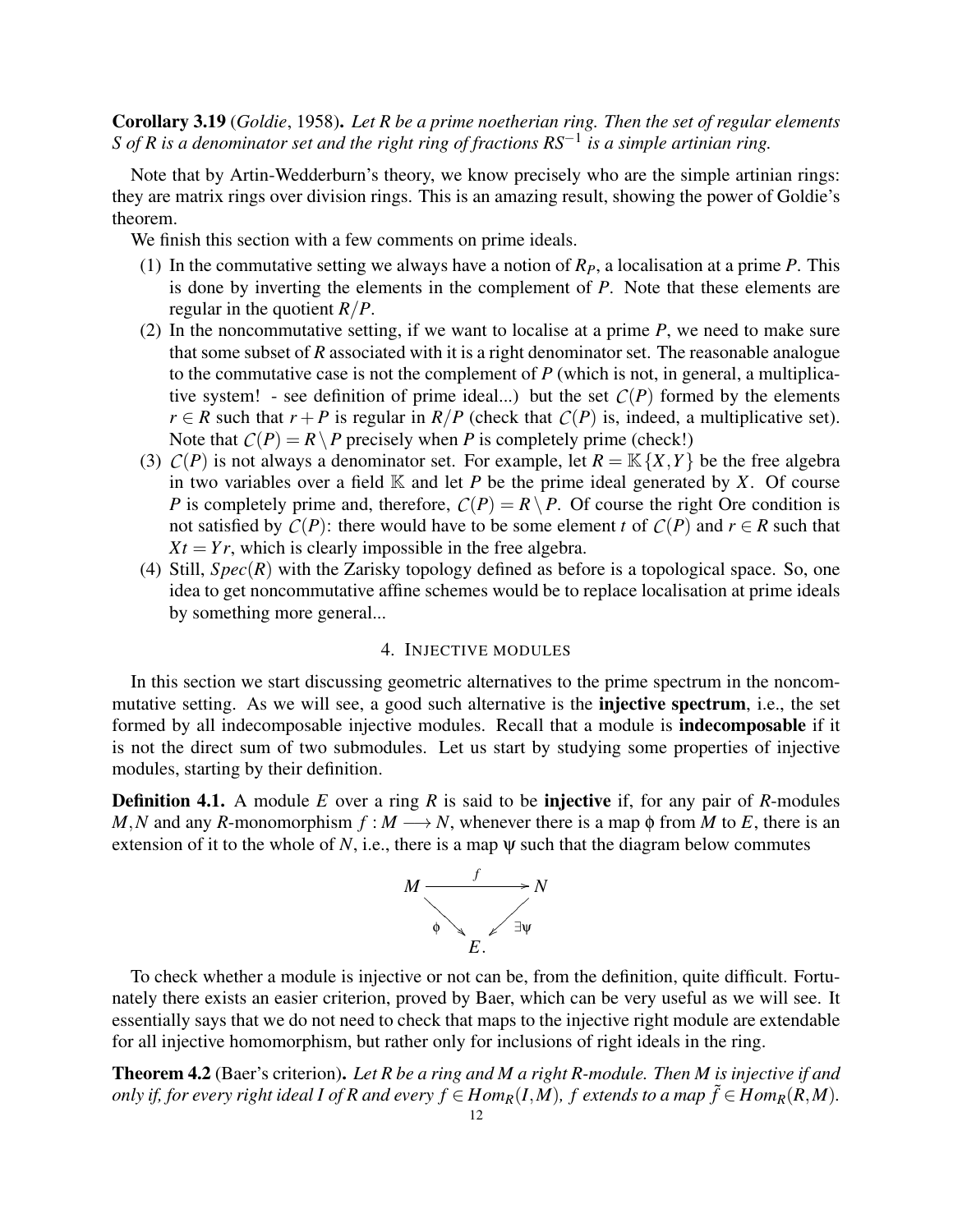**Corollary 3.19** (*Goldie*, 1958)**.** *Let R be a prime noetherian ring. Then the set of regular elements S of R is a denominator set and the right ring of fractions $RS^{-1}$ is a simple artinian ring.*

Note that by Artin-Wedderburn's theory, we know precisely who are the simple artinian rings: they are matrix rings over division rings. This is an amazing result, showing the power of Goldie's theorem.

We finish this section with a few comments on prime ideals.

1. In the commutative setting we always have a notion of $R_P$, a localisation at a prime $P$. This is done by inverting the elements in the complement of $P$. Note that these elements are regular in the quotient $R/P$.
2. In the noncommutative setting, if we want to localise at a prime $P$, we need to make sure that some subset of $R$ associated with it is a right denominator set. The reasonable analogue to the commutative case is not the complement of $P$ (which is not, in general, a multiplicative system! - see definition of prime ideal...) but the set $\mathcal{C}(P)$ formed by the elements $r \in R$ such that $r + P$ is regular in $R/P$ (check that $\mathcal{C}(P)$ is, indeed, a multiplicative set). Note that $\mathcal{C}(P) = R \setminus P$ precisely when $P$ is completely prime (check!)
3. $\mathcal{C}(P)$ is not always a denominator set. For example, let $R = \mathbb{K}\{X,Y\}$ be the free algebra in two variables over a field $\mathbb{K}$ and let $P$ be the prime ideal generated by $X$. Of course $P$ is completely prime and, therefore, $\mathcal{C}(P) = R \setminus P$. Of course the right Ore condition is not satisfied by $\mathcal{C}(P)$: there would have to be some element $t$ of $\mathcal{C}(P)$ and $r \in R$ such that $Xt = Yr$, which is clearly impossible in the free algebra.
4. Still, $Spec(R)$ with the Zarisky topology defined as before is a topological space. So, one idea to get noncommutative affine schemes would be to replace localisation at prime ideals by something more general...

## 4. Injective modules

In this section we start discussing geometric alternatives to the prime spectrum in the noncommutative setting. As we will see, a good such alternative is the **injective spectrum**, i.e., the set formed by all indecomposable injective modules. Recall that a module is **indecomposable** if it is not the direct sum of two submodules. Let us start by studying some properties of injective modules, starting by their definition.

**Definition 4.1.** A module $E$ over a ring $R$ is said to be **injective** if, for any pair of $R$-modules $M,N$ and any $R$-monomorphism $f : M \longrightarrow N$, whenever there is a map $\phi$ from $M$ to $E$, there is an extension of it to the whole of $N$, i.e., there is a map $\psi$ such that the diagram below commutes

$$\begin{array}{ccc} M & \xrightarrow{\quad f \quad} & N \\ & \searrow^{\phi} \quad \swarrow^{\exists \psi} & \\ & E. & \end{array}$$

To check whether a module is injective or not can be, from the definition, quite difficult. Fortunately there exists an easier criterion, proved by Baer, which can be very useful as we will see. It essentially says that we do not need to check that maps to the injective right module are extendable for all injective homomorphism, but rather only for inclusions of right ideals in the ring.

**Theorem 4.2** (Baer's criterion)**.** *Let R be a ring and M a right R-module. Then M is injective if and only if, for every right ideal I of R and every $f \in Hom_R(I,M)$, f extends to a map $\tilde{f} \in Hom_R(R,M)$.*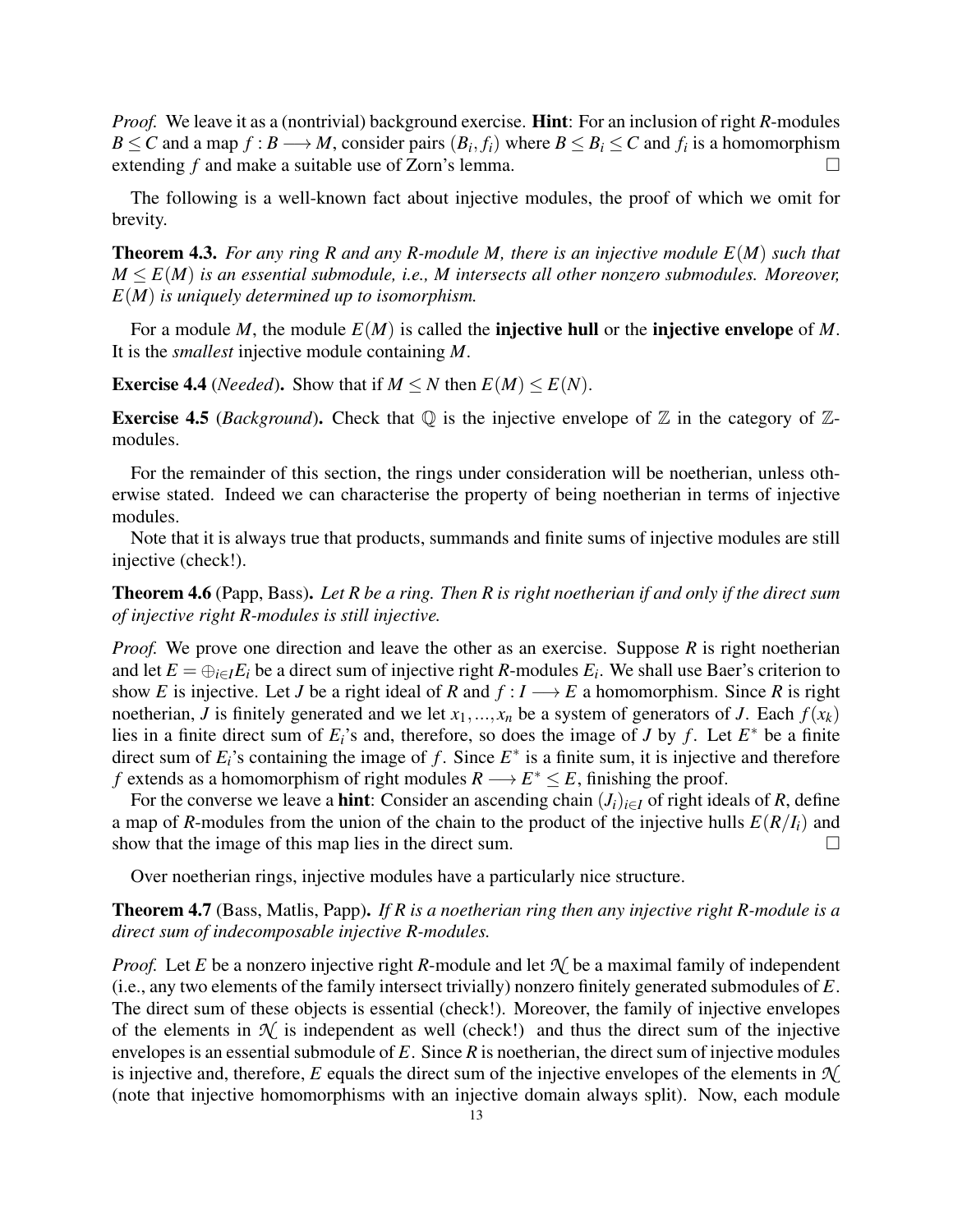*Proof.* We leave it as a (nontrivial) background exercise. **Hint**: For an inclusion of right $R$-modules $B \leq C$ and a map $f : B \longrightarrow M$, consider pairs $(B_i, f_i)$ where $B \leq B_i \leq C$ and $f_i$ is a homomorphism extending $f$ and make a suitable use of Zorn's lemma. □

The following is a well-known fact about injective modules, the proof of which we omit for brevity.

**Theorem 4.3.** *For any ring $R$ and any $R$-module $M$, there is an injective module $E(M)$ such that $M \leq E(M)$ is an essential submodule, i.e., $M$ intersects all other nonzero submodules. Moreover, $E(M)$ is uniquely determined up to isomorphism.*

For a module $M$, the module $E(M)$ is called the **injective hull** or the **injective envelope** of $M$. It is the *smallest* injective module containing $M$.

**Exercise 4.4** (*Needed*). Show that if $M \leq N$ then $E(M) \leq E(N)$.

**Exercise 4.5** (*Background*). Check that $\mathbb{Q}$ is the injective envelope of $\mathbb{Z}$ in the category of $\mathbb{Z}$-modules.

For the remainder of this section, the rings under consideration will be noetherian, unless otherwise stated. Indeed we can characterise the property of being noetherian in terms of injective modules.

Note that it is always true that products, summands and finite sums of injective modules are still injective (check!).

**Theorem 4.6** (Papp, Bass). *Let $R$ be a ring. Then $R$ is right noetherian if and only if the direct sum of injective right $R$-modules is still injective.*

*Proof.* We prove one direction and leave the other as an exercise. Suppose $R$ is right noetherian and let $E = \oplus_{i \in I} E_i$ be a direct sum of injective right $R$-modules $E_i$. We shall use Baer's criterion to show $E$ is injective. Let $J$ be a right ideal of $R$ and $f : I \longrightarrow E$ a homomorphism. Since $R$ is right noetherian, $J$ is finitely generated and we let $x_1, ..., x_n$ be a system of generators of $J$. Each $f(x_k)$ lies in a finite direct sum of $E_i$'s and, therefore, so does the image of $J$ by $f$. Let $E^*$ be a finite direct sum of $E_i$'s containing the image of $f$. Since $E^*$ is a finite sum, it is injective and therefore $f$ extends as a homomorphism of right modules $R \longrightarrow E^* \leq E$, finishing the proof.

For the converse we leave a **hint**: Consider an ascending chain $(J_i)_{i \in I}$ of right ideals of $R$, define a map of $R$-modules from the union of the chain to the product of the injective hulls $E(R/I_i)$ and show that the image of this map lies in the direct sum. □

Over noetherian rings, injective modules have a particularly nice structure.

**Theorem 4.7** (Bass, Matlis, Papp). *If $R$ is a noetherian ring then any injective right $R$-module is a direct sum of indecomposable injective $R$-modules.*

*Proof.* Let $E$ be a nonzero injective right $R$-module and let $\mathcal{N}$ be a maximal family of independent (i.e., any two elements of the family intersect trivially) nonzero finitely generated submodules of $E$. The direct sum of these objects is essential (check!). Moreover, the family of injective envelopes of the elements in $\mathcal{N}$ is independent as well (check!) and thus the direct sum of the injective envelopes is an essential submodule of $E$. Since $R$ is noetherian, the direct sum of injective modules is injective and, therefore, $E$ equals the direct sum of the injective envelopes of the elements in $\mathcal{N}$ (note that injective homomorphisms with an injective domain always split). Now, each module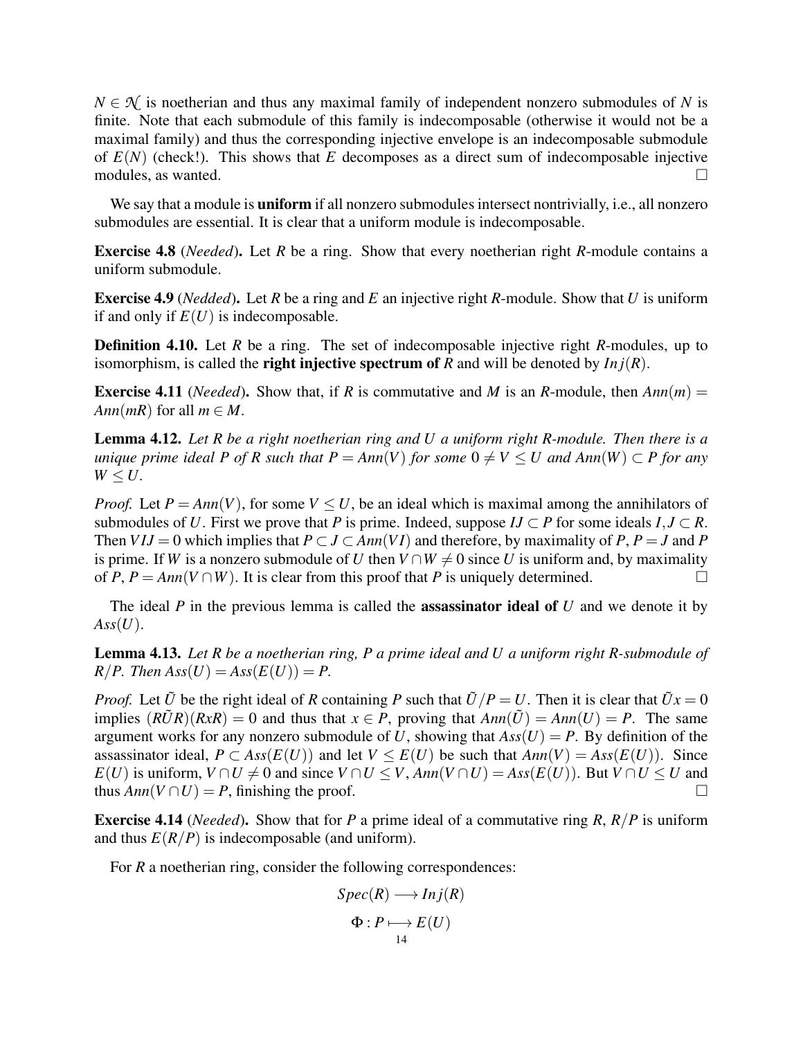$N \in \mathcal{N}$ is noetherian and thus any maximal family of independent nonzero submodules of $N$ is finite. Note that each submodule of this family is indecomposable (otherwise it would not be a maximal family) and thus the corresponding injective envelope is an indecomposable submodule of $E(N)$ (check!). This shows that $E$ decomposes as a direct sum of indecomposable injective modules, as wanted. □

We say that a module is **uniform** if all nonzero submodules intersect nontrivially, i.e., all nonzero submodules are essential. It is clear that a uniform module is indecomposable.

**Exercise 4.8** (*Needed*)**.** Let $R$ be a ring. Show that every noetherian right $R$-module contains a uniform submodule.

**Exercise 4.9** (*Nedded*)**.** Let $R$ be a ring and $E$ an injective right $R$-module. Show that $U$ is uniform if and only if $E(U)$ is indecomposable.

**Definition 4.10.** Let $R$ be a ring. The set of indecomposable injective right $R$-modules, up to isomorphism, is called the **right injective spectrum of** $R$ and will be denoted by $Inj(R)$.

**Exercise 4.11** (*Needed*)**.** Show that, if $R$ is commutative and $M$ is an $R$-module, then $Ann(m) = Ann(mR)$ for all $m \in M$.

**Lemma 4.12.** *Let $R$ be a right noetherian ring and $U$ a uniform right $R$-module. Then there is a unique prime ideal $P$ of $R$ such that $P = Ann(V)$ for some $0 \neq V \leq U$ and $Ann(W) \subset P$ for any $W \leq U$.*

*Proof.* Let $P = Ann(V)$, for some $V \leq U$, be an ideal which is maximal among the annihilators of submodules of $U$. First we prove that $P$ is prime. Indeed, suppose $IJ \subset P$ for some ideals $I, J \subset R$. Then $VIJ = 0$ which implies that $P \subset J \subset Ann(VI)$ and therefore, by maximality of $P$, $P = J$ and $P$ is prime. If $W$ is a nonzero submodule of $U$ then $V \cap W \neq 0$ since $U$ is uniform and, by maximality of $P$, $P = Ann(V \cap W)$. It is clear from this proof that $P$ is uniquely determined. □

The ideal $P$ in the previous lemma is called the **assassinator ideal of** $U$ and we denote it by $Ass(U)$.

**Lemma 4.13.** *Let $R$ be a noetherian ring, $P$ a prime ideal and $U$ a uniform right $R$-submodule of $R/P$. Then $Ass(U) = Ass(E(U)) = P$.*

*Proof.* Let $\tilde{U}$ be the right ideal of $R$ containing $P$ such that $\tilde{U}/P = U$. Then it is clear that $\tilde{U}x = 0$ implies $(R\tilde{U}R)(RxR) = 0$ and thus that $x \in P$, proving that $Ann(\tilde{U}) = Ann(U) = P$. The same argument works for any nonzero submodule of $U$, showing that $Ass(U) = P$. By definition of the assassinator ideal, $P \subset Ass(E(U))$ and let $V \leq E(U)$ be such that $Ann(V) = Ass(E(U))$. Since $E(U)$ is uniform, $V \cap U \neq 0$ and since $V \cap U \leq V$, $Ann(V \cap U) = Ass(E(U))$. But $V \cap U \leq U$ and thus $Ann(V \cap U) = P$, finishing the proof. □

**Exercise 4.14** (*Needed*)**.** Show that for $P$ a prime ideal of a commutative ring $R$, $R/P$ is uniform and thus $E(R/P)$ is indecomposable (and uniform).

For $R$ a noetherian ring, consider the following correspondences:

$$Spec(R) \longrightarrow Inj(R)$$

$$\Phi : P \longmapsto E(U)$$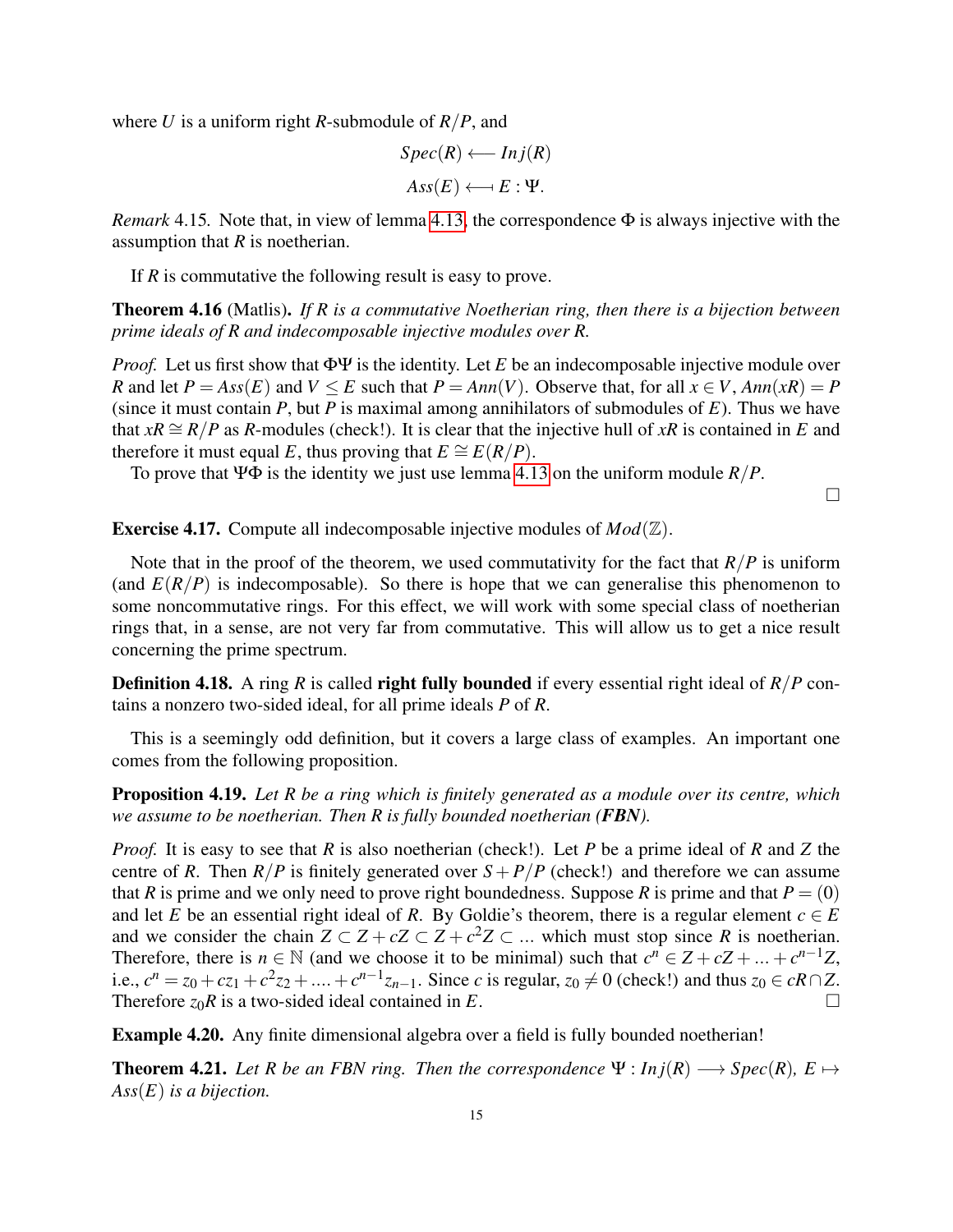where $U$ is a uniform right $R$-submodule of $R/P$, and

$$Spec(R) \longleftarrow Inj(R)$$
$$Ass(E) \longleftarrow\!\!\shortmid E : \Psi.$$

*Remark* 4.15. Note that, in view of lemma 4.13, the correspondence $\Phi$ is always injective with the assumption that $R$ is noetherian.

If $R$ is commutative the following result is easy to prove.

**Theorem 4.16** (Matlis). *If $R$ is a commutative Noetherian ring, then there is a bijection between prime ideals of $R$ and indecomposable injective modules over $R$.*

*Proof.* Let us first show that $\Phi\Psi$ is the identity. Let $E$ be an indecomposable injective module over $R$ and let $P = Ass(E)$ and $V \leq E$ such that $P = Ann(V)$. Observe that, for all $x \in V$, $Ann(xR) = P$ (since it must contain $P$, but $P$ is maximal among annihilators of submodules of $E$). Thus we have that $xR \cong R/P$ as $R$-modules (check!). It is clear that the injective hull of $xR$ is contained in $E$ and therefore it must equal $E$, thus proving that $E \cong E(R/P)$.

To prove that $\Psi\Phi$ is the identity we just use lemma 4.13 on the uniform module $R/P$. □

**Exercise 4.17.** Compute all indecomposable injective modules of $Mod(\mathbb{Z})$.

Note that in the proof of the theorem, we used commutativity for the fact that $R/P$ is uniform (and $E(R/P)$ is indecomposable). So there is hope that we can generalise this phenomenon to some noncommutative rings. For this effect, we will work with some special class of noetherian rings that, in a sense, are not very far from commutative. This will allow us to get a nice result concerning the prime spectrum.

**Definition 4.18.** A ring $R$ is called **right fully bounded** if every essential right ideal of $R/P$ contains a nonzero two-sided ideal, for all prime ideals $P$ of $R$.

This is a seemingly odd definition, but it covers a large class of examples. An important one comes from the following proposition.

**Proposition 4.19.** *Let $R$ be a ring which is finitely generated as a module over its centre, which we assume to be noetherian. Then $R$ is fully bounded noetherian (**FBN**).*

*Proof.* It is easy to see that $R$ is also noetherian (check!). Let $P$ be a prime ideal of $R$ and $Z$ the centre of $R$. Then $R/P$ is finitely generated over $S + P/P$ (check!) and therefore we can assume that $R$ is prime and we only need to prove right boundedness. Suppose $R$ is prime and that $P = (0)$ and let $E$ be an essential right ideal of $R$. By Goldie's theorem, there is a regular element $c \in E$ and we consider the chain $Z \subset Z + cZ \subset Z + c^2Z \subset \ldots$ which must stop since $R$ is noetherian. Therefore, there is $n \in \mathbb{N}$ (and we choose it to be minimal) such that $c^n \in Z + cZ + \ldots + c^{n-1}Z$, i.e., $c^n = z_0 + cz_1 + c^2z_2 + \ldots + c^{n-1}z_{n-1}$. Since $c$ is regular, $z_0 \neq 0$ (check!) and thus $z_0 \in cR \cap Z$. Therefore $z_0R$ is a two-sided ideal contained in $E$. □

**Example 4.20.** Any finite dimensional algebra over a field is fully bounded noetherian!

**Theorem 4.21.** *Let $R$ be an FBN ring. Then the correspondence $\Psi : Inj(R) \longrightarrow Spec(R)$, $E \mapsto Ass(E)$ is a bijection.*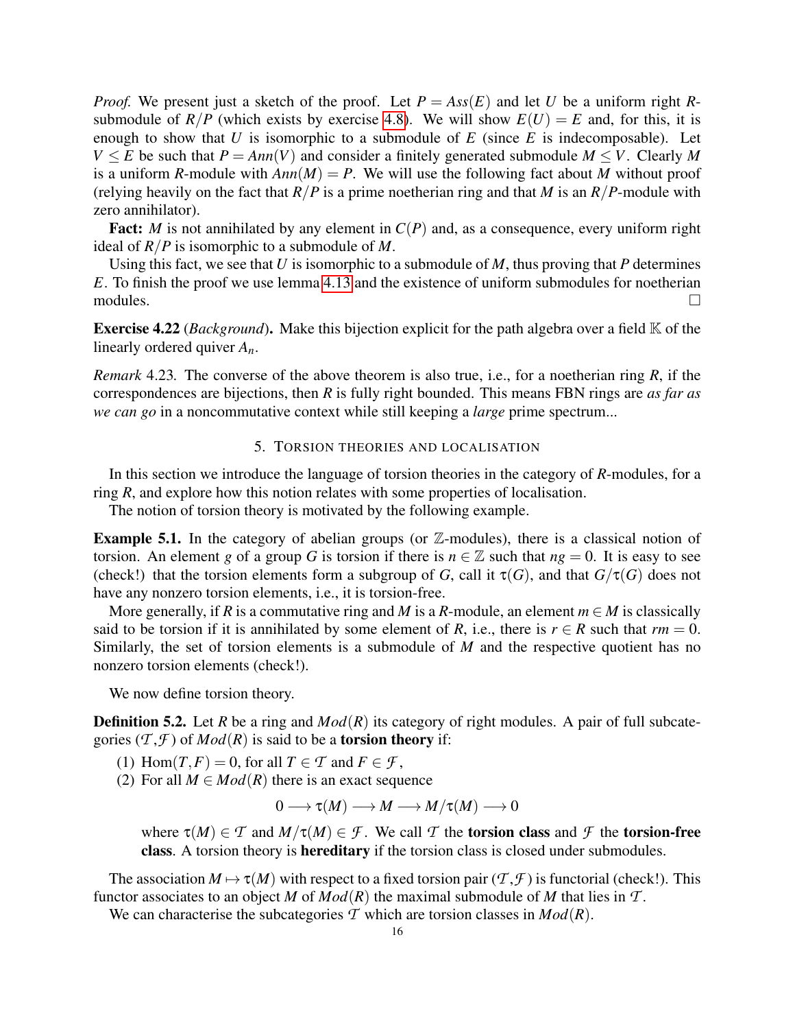*Proof.* We present just a sketch of the proof. Let $P = Ass(E)$ and let $U$ be a uniform right $R$-submodule of $R/P$ (which exists by exercise 4.8). We will show $E(U) = E$ and, for this, it is enough to show that $U$ is isomorphic to a submodule of $E$ (since $E$ is indecomposable). Let $V \leq E$ be such that $P = Ann(V)$ and consider a finitely generated submodule $M \leq V$. Clearly $M$ is a uniform $R$-module with $Ann(M) = P$. We will use the following fact about $M$ without proof (relying heavily on the fact that $R/P$ is a prime noetherian ring and that $M$ is an $R/P$-module with zero annihilator).

**Fact:** $M$ is not annihilated by any element in $C(P)$ and, as a consequence, every uniform right ideal of $R/P$ is isomorphic to a submodule of $M$.

Using this fact, we see that $U$ is isomorphic to a submodule of $M$, thus proving that $P$ determines $E$. To finish the proof we use lemma 4.13 and the existence of uniform submodules for noetherian modules. □

**Exercise 4.22** (*Background*)**.** Make this bijection explicit for the path algebra over a field $\mathbb{K}$ of the linearly ordered quiver $A_n$.

*Remark* 4.23. The converse of the above theorem is also true, i.e., for a noetherian ring $R$, if the correspondences are bijections, then $R$ is fully right bounded. This means FBN rings are *as far as we can go* in a noncommutative context while still keeping a *large* prime spectrum...

## 5. Torsion theories and localisation

In this section we introduce the language of torsion theories in the category of $R$-modules, for a ring $R$, and explore how this notion relates with some properties of localisation.

The notion of torsion theory is motivated by the following example.

**Example 5.1.** In the category of abelian groups (or $\mathbb{Z}$-modules), there is a classical notion of torsion. An element $g$ of a group $G$ is torsion if there is $n \in \mathbb{Z}$ such that $ng = 0$. It is easy to see (check!) that the torsion elements form a subgroup of $G$, call it $\tau(G)$, and that $G/\tau(G)$ does not have any nonzero torsion elements, i.e., it is torsion-free.

More generally, if $R$ is a commutative ring and $M$ is a $R$-module, an element $m \in M$ is classically said to be torsion if it is annihilated by some element of $R$, i.e., there is $r \in R$ such that $rm = 0$. Similarly, the set of torsion elements is a submodule of $M$ and the respective quotient has no nonzero torsion elements (check!).

We now define torsion theory.

**Definition 5.2.** Let $R$ be a ring and $Mod(R)$ its category of right modules. A pair of full subcategories $(\mathcal{T}, \mathcal{F})$ of $Mod(R)$ is said to be a **torsion theory** if:

1. $\mathrm{Hom}(T, F) = 0$, for all $T \in \mathcal{T}$ and $F \in \mathcal{F}$,
2. For all $M \in Mod(R)$ there is an exact sequence
$$0 \longrightarrow \tau(M) \longrightarrow M \longrightarrow M/\tau(M) \longrightarrow 0$$
where $\tau(M) \in \mathcal{T}$ and $M/\tau(M) \in \mathcal{F}$. We call $\mathcal{T}$ the **torsion class** and $\mathcal{F}$ the **torsion-free class**. A torsion theory is **hereditary** if the torsion class is closed under submodules.

The association $M \mapsto \tau(M)$ with respect to a fixed torsion pair $(\mathcal{T}, \mathcal{F})$ is functorial (check!). This functor associates to an object $M$ of $Mod(R)$ the maximal submodule of $M$ that lies in $\mathcal{T}$.

We can characterise the subcategories $\mathcal{T}$ which are torsion classes in $Mod(R)$.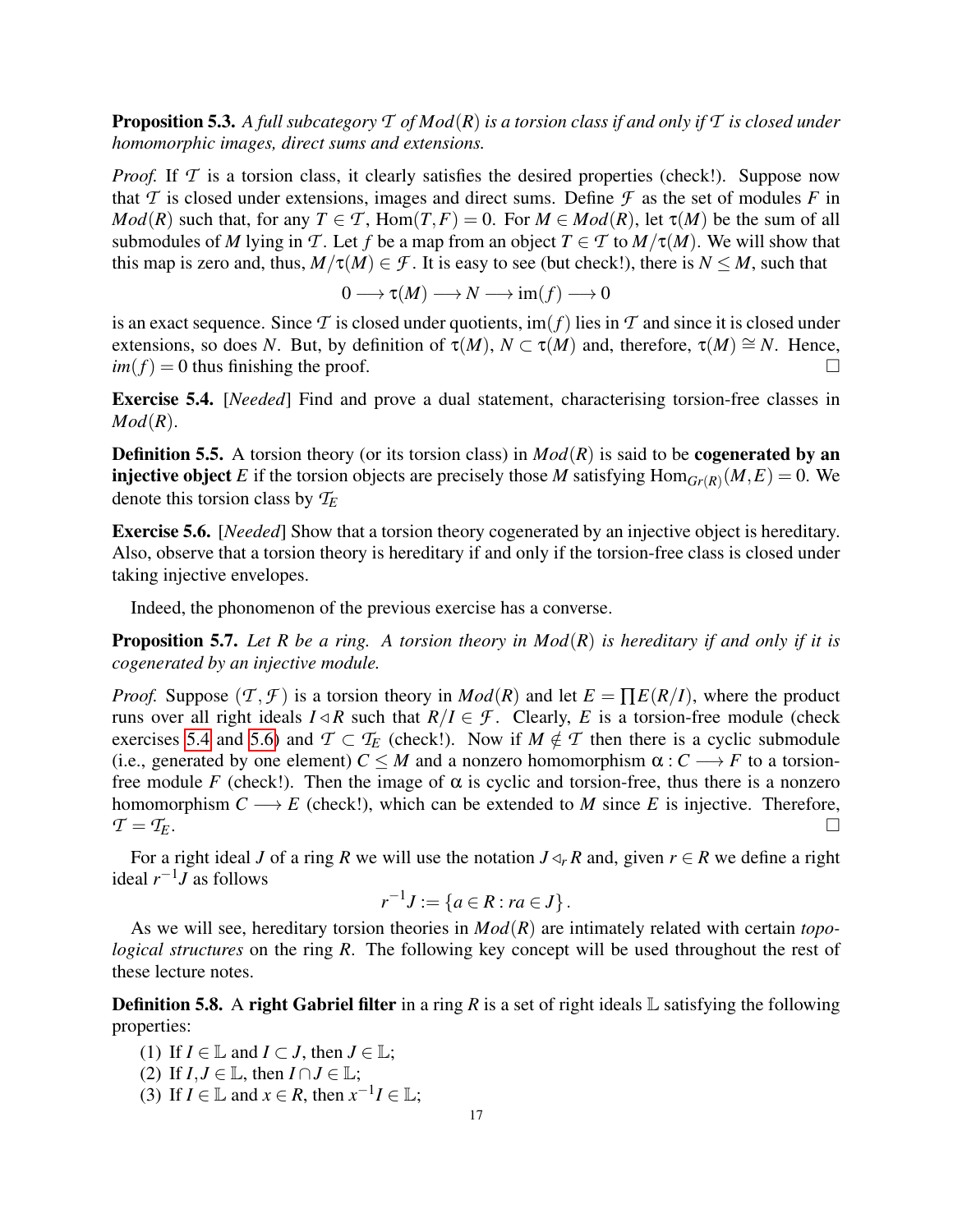**Proposition 5.3.** *A full subcategory $\mathcal{T}$ of $Mod(R)$ is a torsion class if and only if $\mathcal{T}$ is closed under homomorphic images, direct sums and extensions.*

*Proof.* If $\mathcal{T}$ is a torsion class, it clearly satisfies the desired properties (check!). Suppose now that $\mathcal{T}$ is closed under extensions, images and direct sums. Define $\mathcal{F}$ as the set of modules $F$ in $Mod(R)$ such that, for any $T \in \mathcal{T}$, $\mathrm{Hom}(T,F) = 0$. For $M \in Mod(R)$, let $\tau(M)$ be the sum of all submodules of $M$ lying in $\mathcal{T}$. Let $f$ be a map from an object $T \in \mathcal{T}$ to $M/\tau(M)$. We will show that this map is zero and, thus, $M/\tau(M) \in \mathcal{F}$. It is easy to see (but check!), there is $N \leq M$, such that

$$0 \longrightarrow \tau(M) \longrightarrow N \longrightarrow \mathrm{im}(f) \longrightarrow 0$$

is an exact sequence. Since $\mathcal{T}$ is closed under quotients, $\mathrm{im}(f)$ lies in $\mathcal{T}$ and since it is closed under extensions, so does $N$. But, by definition of $\tau(M)$, $N \subset \tau(M)$ and, therefore, $\tau(M) \cong N$. Hence, $im(f) = 0$ thus finishing the proof. □

**Exercise 5.4.** [*Needed*] Find and prove a dual statement, characterising torsion-free classes in $Mod(R)$.

**Definition 5.5.** A torsion theory (or its torsion class) in $Mod(R)$ is said to be **cogenerated by an injective object** $E$ if the torsion objects are precisely those $M$ satisfying $\mathrm{Hom}_{Gr(R)}(M,E) = 0$. We denote this torsion class by $\mathcal{T}_E$

**Exercise 5.6.** [*Needed*] Show that a torsion theory cogenerated by an injective object is hereditary. Also, observe that a torsion theory is hereditary if and only if the torsion-free class is closed under taking injective envelopes.

Indeed, the phonomenon of the previous exercise has a converse.

**Proposition 5.7.** *Let $R$ be a ring. A torsion theory in $Mod(R)$ is hereditary if and only if it is cogenerated by an injective module.*

*Proof.* Suppose $(\mathcal{T},\mathcal{F})$ is a torsion theory in $Mod(R)$ and let $E = \prod E(R/I)$, where the product runs over all right ideals $I \lhd R$ such that $R/I \in \mathcal{F}$. Clearly, $E$ is a torsion-free module (check exercises 5.4 and 5.6) and $\mathcal{T} \subset \mathcal{T}_E$ (check!). Now if $M \notin \mathcal{T}$ then there is a cyclic submodule (i.e., generated by one element) $C \leq M$ and a nonzero homomorphism $\alpha : C \longrightarrow F$ to a torsion-free module $F$ (check!). Then the image of $\alpha$ is cyclic and torsion-free, thus there is a nonzero homomorphism $C \longrightarrow E$ (check!), which can be extended to $M$ since $E$ is injective. Therefore, $\mathcal{T} = \mathcal{T}_E$. □

For a right ideal $J$ of a ring $R$ we will use the notation $J \lhd_r R$ and, given $r \in R$ we define a right ideal $r^{-1}J$ as follows

$$r^{-1}J := \{a \in R : ra \in J\}.$$

As we will see, hereditary torsion theories in $Mod(R)$ are intimately related with certain *topological structures* on the ring $R$. The following key concept will be used throughout the rest of these lecture notes.

**Definition 5.8.** A **right Gabriel filter** in a ring $R$ is a set of right ideals $\mathbb{L}$ satisfying the following properties:

(1) If $I \in \mathbb{L}$ and $I \subset J$, then $J \in \mathbb{L}$;
(2) If $I,J \in \mathbb{L}$, then $I \cap J \in \mathbb{L}$;
(3) If $I \in \mathbb{L}$ and $x \in R$, then $x^{-1}I \in \mathbb{L}$;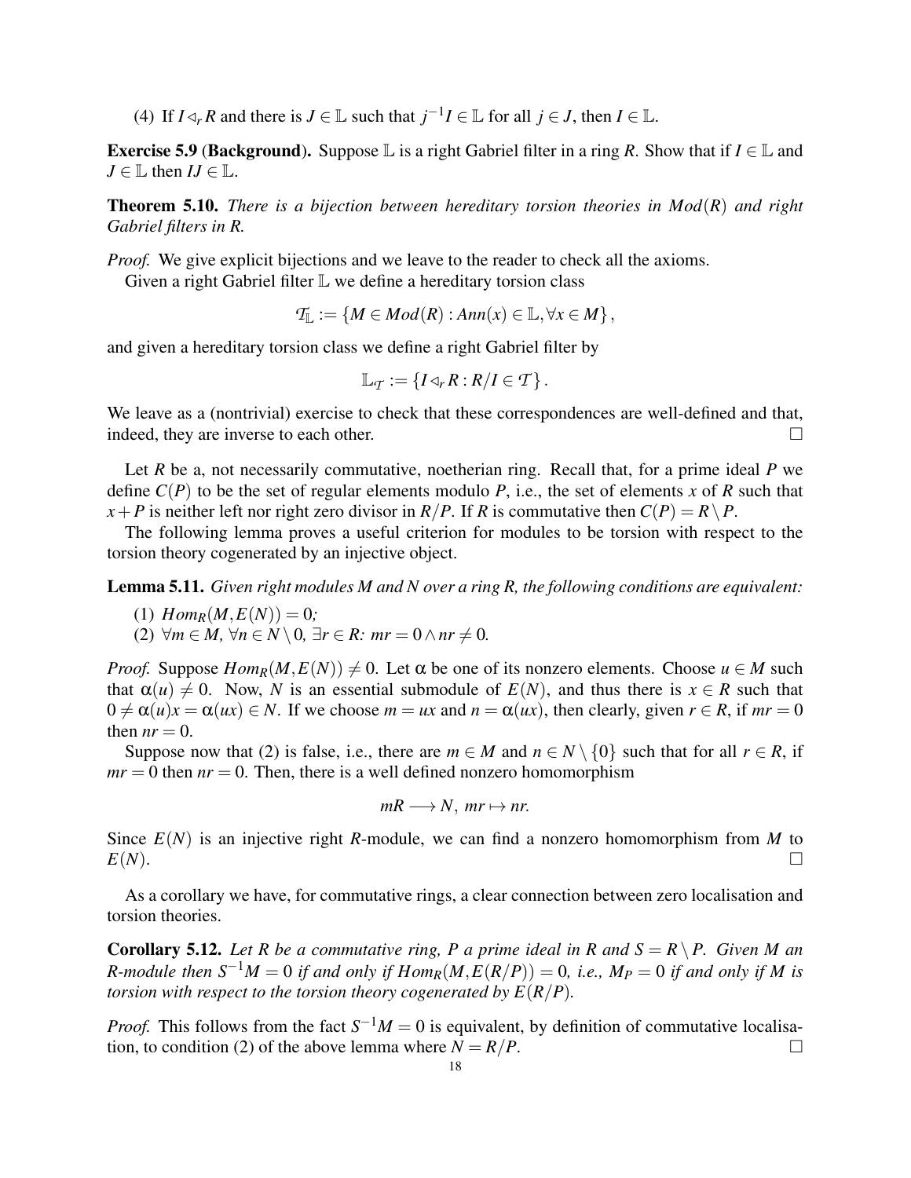(4) If $I \triangleleft_r R$ and there is $J \in \mathbb{L}$ such that $j^{-1}I \in \mathbb{L}$ for all $j \in J$, then $I \in \mathbb{L}$.

**Exercise 5.9 (Background).** Suppose $\mathbb{L}$ is a right Gabriel filter in a ring $R$. Show that if $I \in \mathbb{L}$ and $J \in \mathbb{L}$ then $IJ \in \mathbb{L}$.

**Theorem 5.10.** *There is a bijection between hereditary torsion theories in $Mod(R)$ and right Gabriel filters in $R$.*

*Proof.* We give explicit bijections and we leave to the reader to check all the axioms.

Given a right Gabriel filter $\mathbb{L}$ we define a hereditary torsion class

$$\mathcal{T}_{\mathbb{L}} := \{M \in Mod(R) : Ann(x) \in \mathbb{L}, \forall x \in M\},$$

and given a hereditary torsion class we define a right Gabriel filter by

$$\mathbb{L}_{\mathcal{T}} := \{I \triangleleft_r R : R/I \in \mathcal{T}\}.$$

We leave as a (nontrivial) exercise to check that these correspondences are well-defined and that, indeed, they are inverse to each other. □

Let $R$ be a, not necessarily commutative, noetherian ring. Recall that, for a prime ideal $P$ we define $C(P)$ to be the set of regular elements modulo $P$, i.e., the set of elements $x$ of $R$ such that $x + P$ is neither left nor right zero divisor in $R/P$. If $R$ is commutative then $C(P) = R \setminus P$.

The following lemma proves a useful criterion for modules to be torsion with respect to the torsion theory cogenerated by an injective object.

**Lemma 5.11.** *Given right modules $M$ and $N$ over a ring $R$, the following conditions are equivalent:*

(1) $Hom_R(M, E(N)) = 0$;

(2) $\forall m \in M$, $\forall n \in N \setminus 0$, $\exists r \in R$: $mr = 0 \wedge nr \neq 0$.

*Proof.* Suppose $Hom_R(M, E(N)) \neq 0$. Let $\alpha$ be one of its nonzero elements. Choose $u \in M$ such that $\alpha(u) \neq 0$. Now, $N$ is an essential submodule of $E(N)$, and thus there is $x \in R$ such that $0 \neq \alpha(u)x = \alpha(ux) \in N$. If we choose $m = ux$ and $n = \alpha(ux)$, then clearly, given $r \in R$, if $mr = 0$ then $nr = 0$.

Suppose now that (2) is false, i.e., there are $m \in M$ and $n \in N \setminus \{0\}$ such that for all $r \in R$, if $mr = 0$ then $nr = 0$. Then, there is a well defined nonzero homomorphism

$$mR \longrightarrow N, \; mr \mapsto nr.$$

Since $E(N)$ is an injective right $R$-module, we can find a nonzero homomorphism from $M$ to $E(N)$. □

As a corollary we have, for commutative rings, a clear connection between zero localisation and torsion theories.

**Corollary 5.12.** *Let $R$ be a commutative ring, $P$ a prime ideal in $R$ and $S = R \setminus P$. Given $M$ an $R$-module then $S^{-1}M = 0$ if and only if $Hom_R(M, E(R/P)) = 0$, i.e., $M_P = 0$ if and only if $M$ is torsion with respect to the torsion theory cogenerated by $E(R/P)$.*

*Proof.* This follows from the fact $S^{-1}M = 0$ is equivalent, by definition of commutative localisation, to condition (2) of the above lemma where $N = R/P$. □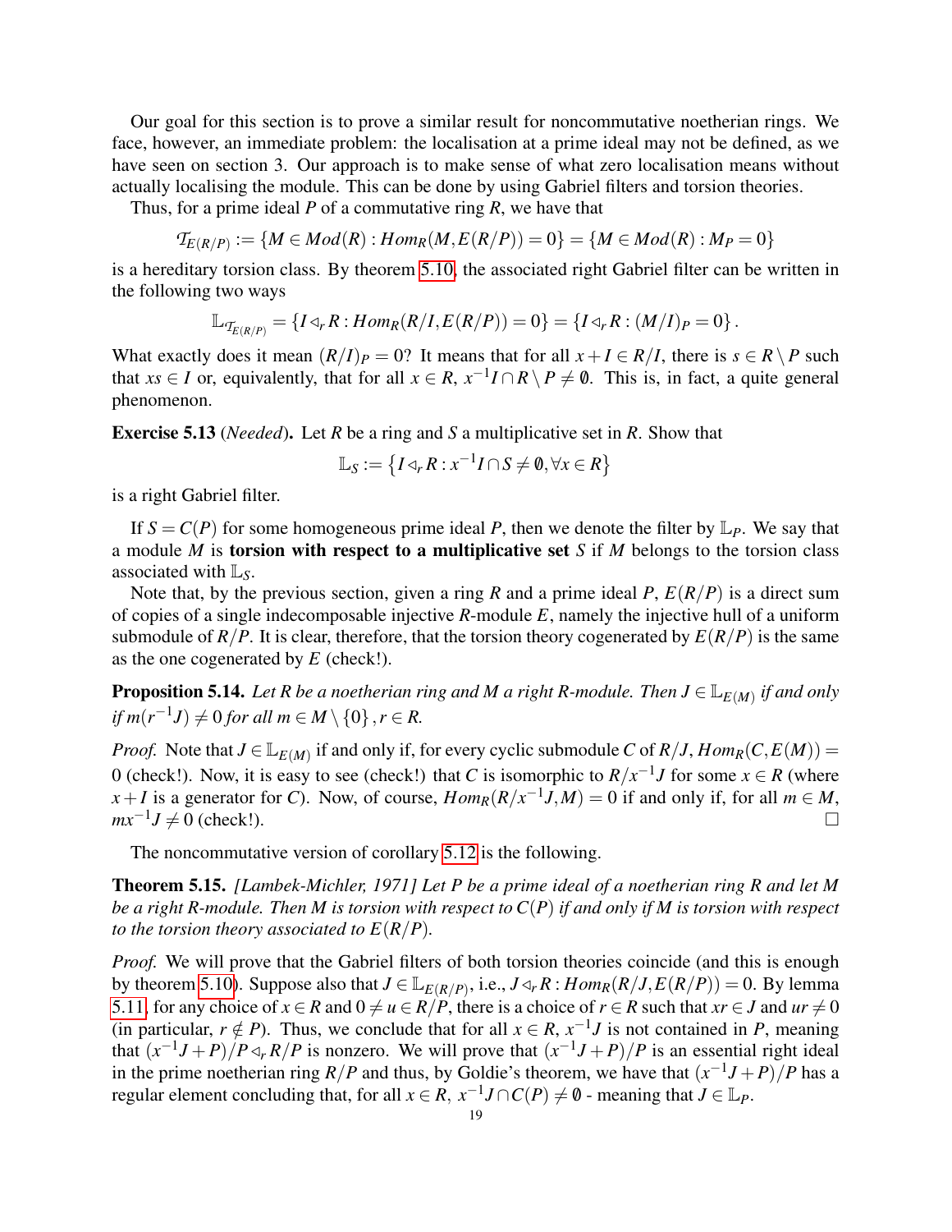Our goal for this section is to prove a similar result for noncommutative noetherian rings. We face, however, an immediate problem: the localisation at a prime ideal may not be defined, as we have seen on section 3. Our approach is to make sense of what zero localisation means without actually localising the module. This can be done by using Gabriel filters and torsion theories.

Thus, for a prime ideal $P$ of a commutative ring $R$, we have that

$$\mathcal{T}_{E(R/P)} := \{M \in Mod(R) : Hom_R(M, E(R/P)) = 0\} = \{M \in Mod(R) : M_P = 0\}$$

is a hereditary torsion class. By theorem 5.10, the associated right Gabriel filter can be written in the following two ways

$$\mathbb{L}_{\mathcal{T}_{E(R/P)}} = \{I \triangleleft_r R : Hom_R(R/I, E(R/P)) = 0\} = \{I \triangleleft_r R : (M/I)_P = 0\}.$$

What exactly does it mean $(R/I)_P = 0$? It means that for all $x + I \in R/I$, there is $s \in R \setminus P$ such that $xs \in I$ or, equivalently, that for all $x \in R$, $x^{-1}I \cap R \setminus P \neq \emptyset$. This is, in fact, a quite general phenomenon.

**Exercise 5.13** (*Needed*)**.** Let $R$ be a ring and $S$ a multiplicative set in $R$. Show that

$$\mathbb{L}_S := \left\{I \triangleleft_r R : x^{-1}I \cap S \neq \emptyset, \forall x \in R\right\}$$

is a right Gabriel filter.

If $S = C(P)$ for some homogeneous prime ideal $P$, then we denote the filter by $\mathbb{L}_P$. We say that a module $M$ is **torsion with respect to a multiplicative set** $S$ if $M$ belongs to the torsion class associated with $\mathbb{L}_S$.

Note that, by the previous section, given a ring $R$ and a prime ideal $P$, $E(R/P)$ is a direct sum of copies of a single indecomposable injective $R$-module $E$, namely the injective hull of a uniform submodule of $R/P$. It is clear, therefore, that the torsion theory cogenerated by $E(R/P)$ is the same as the one cogenerated by $E$ (check!).

**Proposition 5.14.** *Let $R$ be a noetherian ring and $M$ a right $R$-module. Then $J \in \mathbb{L}_{E(M)}$ if and only if $m(r^{-1}J) \neq 0$ for all $m \in M \setminus \{0\}, r \in R$.*

*Proof.* Note that $J \in \mathbb{L}_{E(M)}$ if and only if, for every cyclic submodule $C$ of $R/J$, $Hom_R(C, E(M)) = 0$ (check!). Now, it is easy to see (check!) that $C$ is isomorphic to $R/x^{-1}J$ for some $x \in R$ (where $x + I$ is a generator for $C$). Now, of course, $Hom_R(R/x^{-1}J, M) = 0$ if and only if, for all $m \in M$, $mx^{-1}J \neq 0$ (check!). $\square$

The noncommutative version of corollary 5.12 is the following.

**Theorem 5.15.** *[Lambek-Michler, 1971] Let $P$ be a prime ideal of a noetherian ring $R$ and let $M$ be a right $R$-module. Then $M$ is torsion with respect to $C(P)$ if and only if $M$ is torsion with respect to the torsion theory associated to $E(R/P)$.*

*Proof.* We will prove that the Gabriel filters of both torsion theories coincide (and this is enough by theorem 5.10). Suppose also that $J \in \mathbb{L}_{E(R/P)}$, i.e., $J \triangleleft_r R : Hom_R(R/J, E(R/P)) = 0$. By lemma 5.11, for any choice of $x \in R$ and $0 \neq u \in R/P$, there is a choice of $r \in R$ such that $xr \in J$ and $ur \neq 0$ (in particular, $r \notin P$). Thus, we conclude that for all $x \in R$, $x^{-1}J$ is not contained in $P$, meaning that $(x^{-1}J + P)/P \triangleleft_r R/P$ is nonzero. We will prove that $(x^{-1}J + P)/P$ is an essential right ideal in the prime noetherian ring $R/P$ and thus, by Goldie's theorem, we have that $(x^{-1}J + P)/P$ has a regular element concluding that, for all $x \in R$, $x^{-1}J \cap C(P) \neq \emptyset$ - meaning that $J \in \mathbb{L}_P$.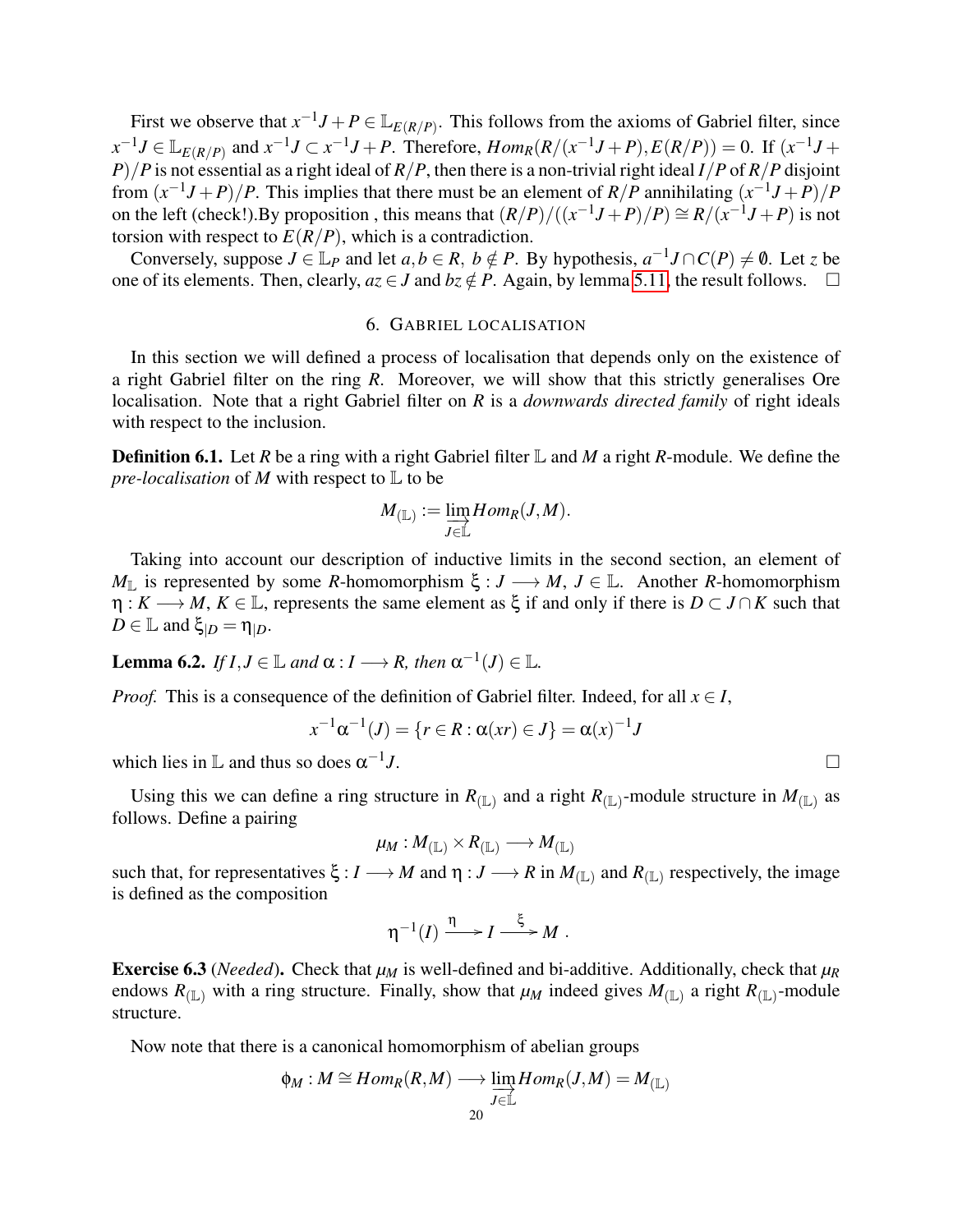First we observe that $x^{-1}J + P \in \mathbb{L}_{E(R/P)}$. This follows from the axioms of Gabriel filter, since $x^{-1}J \in \mathbb{L}_{E(R/P)}$ and $x^{-1}J \subset x^{-1}J + P$. Therefore, $Hom_R(R/(x^{-1}J+P), E(R/P)) = 0$. If $(x^{-1}J + P)/P$ is not essential as a right ideal of $R/P$, then there is a non-trivial right ideal $I/P$ of $R/P$ disjoint from $(x^{-1}J+P)/P$. This implies that there must be an element of $R/P$ annihilating $(x^{-1}J+P)/P$ on the left (check!).By proposition , this means that $(R/P)/((x^{-1}J+P)/P) \cong R/(x^{-1}J+P)$ is not torsion with respect to $E(R/P)$, which is a contradiction.

Conversely, suppose $J \in \mathbb{L}_P$ and let $a, b \in R$, $b \notin P$. By hypothesis, $a^{-1}J \cap C(P) \neq \emptyset$. Let $z$ be one of its elements. Then, clearly, $az \in J$ and $bz \notin P$. Again, by lemma 5.11, the result follows. □

## 6. Gabriel localisation

In this section we will defined a process of localisation that depends only on the existence of a right Gabriel filter on the ring $R$. Moreover, we will show that this strictly generalises Ore localisation. Note that a right Gabriel filter on $R$ is a *downwards directed family* of right ideals with respect to the inclusion.

**Definition 6.1.** Let $R$ be a ring with a right Gabriel filter $\mathbb{L}$ and $M$ a right $R$-module. We define the *pre-localisation* of $M$ with respect to $\mathbb{L}$ to be

$$M_{(\mathbb{L})} := \varinjlim_{J \in \mathbb{L}} Hom_R(J, M).$$

Taking into account our description of inductive limits in the second section, an element of $M_{\mathbb{L}}$ is represented by some $R$-homomorphism $\xi : J \longrightarrow M$, $J \in \mathbb{L}$. Another $R$-homomorphism $\eta : K \longrightarrow M$, $K \in \mathbb{L}$, represents the same element as $\xi$ if and only if there is $D \subset J \cap K$ such that $D \in \mathbb{L}$ and $\xi_{|D} = \eta_{|D}$.

**Lemma 6.2.** *If $I, J \in \mathbb{L}$ and $\alpha : I \longrightarrow R$, then $\alpha^{-1}(J) \in \mathbb{L}$.*

*Proof.* This is a consequence of the definition of Gabriel filter. Indeed, for all $x \in I$,

$$x^{-1}\alpha^{-1}(J) = \{r \in R : \alpha(xr) \in J\} = \alpha(x)^{-1}J$$

which lies in $\mathbb{L}$ and thus so does $\alpha^{-1}J$. □

Using this we can define a ring structure in $R_{(\mathbb{L})}$ and a right $R_{(\mathbb{L})}$-module structure in $M_{(\mathbb{L})}$ as follows. Define a pairing

$$\mu_M : M_{(\mathbb{L})} \times R_{(\mathbb{L})} \longrightarrow M_{(\mathbb{L})}$$

such that, for representatives $\xi : I \longrightarrow M$ and $\eta : J \longrightarrow R$ in $M_{(\mathbb{L})}$ and $R_{(\mathbb{L})}$ respectively, the image is defined as the composition

$$\eta^{-1}(I) \xrightarrow{\eta} I \xrightarrow{\xi} M .$$

**Exercise 6.3** (*Needed*)**.** Check that $\mu_M$ is well-defined and bi-additive. Additionally, check that $\mu_R$ endows $R_{(\mathbb{L})}$ with a ring structure. Finally, show that $\mu_M$ indeed gives $M_{(\mathbb{L})}$ a right $R_{(\mathbb{L})}$-module structure.

Now note that there is a canonical homomorphism of abelian groups

$$\phi_M : M \cong Hom_R(R, M) \longrightarrow \varinjlim_{J \in \mathbb{L}} Hom_R(J, M) = M_{(\mathbb{L})}$$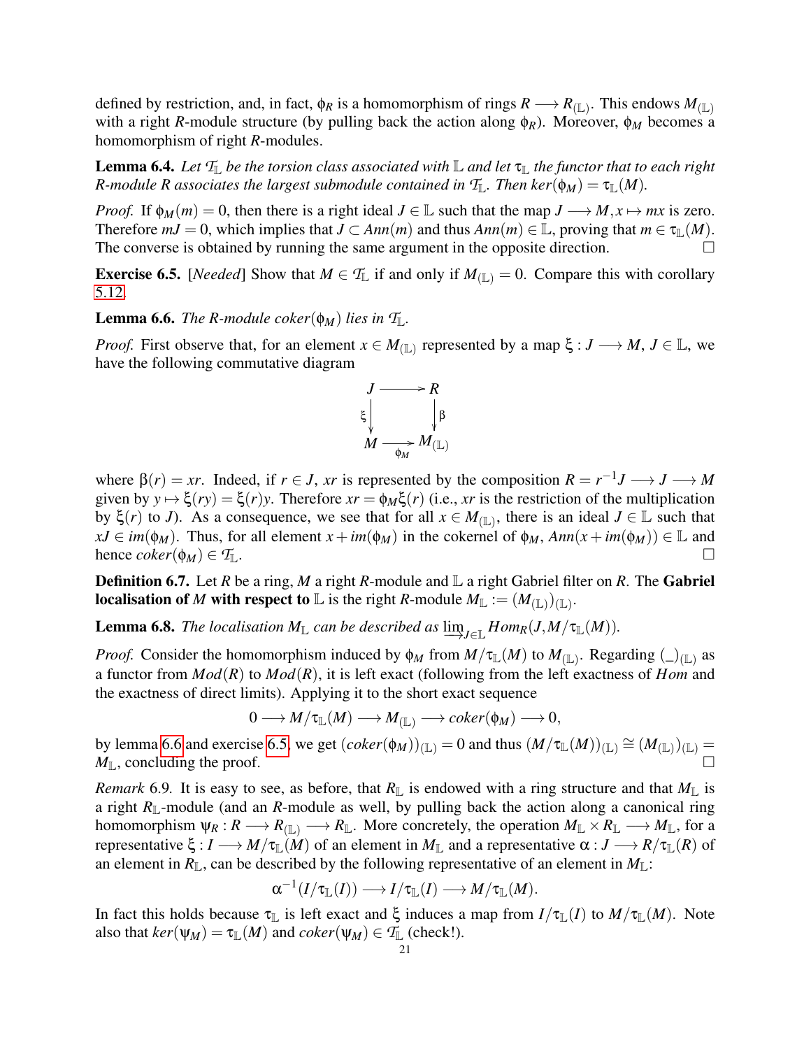defined by restriction, and, in fact, $\phi_R$ is a homomorphism of rings $R \longrightarrow R_{(\mathbb{L})}$. This endows $M_{(\mathbb{L})}$ with a right $R$-module structure (by pulling back the action along $\phi_R$). Moreover, $\phi_M$ becomes a homomorphism of right $R$-modules.

**Lemma 6.4.** *Let $\mathcal{T}_{\mathbb{L}}$ be the torsion class associated with $\mathbb{L}$ and let $\tau_{\mathbb{L}}$ the functor that to each right $R$-module $R$ associates the largest submodule contained in $\mathcal{T}_{\mathbb{L}}$. Then $ker(\phi_M) = \tau_{\mathbb{L}}(M)$.*

*Proof.* If $\phi_M(m) = 0$, then there is a right ideal $J \in \mathbb{L}$ such that the map $J \longrightarrow M, x \mapsto mx$ is zero. Therefore $mJ = 0$, which implies that $J \subset Ann(m)$ and thus $Ann(m) \in \mathbb{L}$, proving that $m \in \tau_{\mathbb{L}}(M)$. The converse is obtained by running the same argument in the opposite direction. □

**Exercise 6.5.** [*Needed*] Show that $M \in \mathcal{T}_{\mathbb{L}}$ if and only if $M_{(\mathbb{L})} = 0$. Compare this with corollary 5.12.

**Lemma 6.6.** *The $R$-module $coker(\phi_M)$ lies in $\mathcal{T}_{\mathbb{L}}$.*

*Proof.* First observe that, for an element $x \in M_{(\mathbb{L})}$ represented by a map $\xi : J \longrightarrow M$, $J \in \mathbb{L}$, we have the following commutative diagram

$$\begin{array}{ccc} J & \longrightarrow & R \\ \xi \downarrow & & \downarrow \beta \\ M & \xrightarrow[\phi_M]{} & M_{(\mathbb{L})} \end{array}$$

where $\beta(r) = xr$. Indeed, if $r \in J$, $xr$ is represented by the composition $R = r^{-1}J \longrightarrow J \longrightarrow M$ given by $y \mapsto \xi(ry) = \xi(r)y$. Therefore $xr = \phi_M\xi(r)$ (i.e., $xr$ is the restriction of the multiplication by $\xi(r)$ to $J$). As a consequence, we see that for all $x \in M_{(\mathbb{L})}$, there is an ideal $J \in \mathbb{L}$ such that $xJ \in im(\phi_M)$. Thus, for all element $x + im(\phi_M)$ in the cokernel of $\phi_M$, $Ann(x + im(\phi_M)) \in \mathbb{L}$ and hence $coker(\phi_M) \in \mathcal{T}_{\mathbb{L}}$. □

**Definition 6.7.** Let $R$ be a ring, $M$ a right $R$-module and $\mathbb{L}$ a right Gabriel filter on $R$. The **Gabriel localisation of** $M$ **with respect to** $\mathbb{L}$ is the right $R$-module $M_{\mathbb{L}} := (M_{(\mathbb{L})})_{(\mathbb{L})}$.

**Lemma 6.8.** *The localisation $M_{\mathbb{L}}$ can be described as $\varinjlim_{J \in \mathbb{L}} Hom_R(J, M/\tau_{\mathbb{L}}(M))$.*

*Proof.* Consider the homomorphism induced by $\phi_M$ from $M/\tau_{\mathbb{L}}(M)$ to $M_{(\mathbb{L})}$. Regarding $(\_)_{(\mathbb{L})}$ as a functor from $Mod(R)$ to $Mod(R)$, it is left exact (following from the left exactness of $Hom$ and the exactness of direct limits). Applying it to the short exact sequence

$$0 \longrightarrow M/\tau_{\mathbb{L}}(M) \longrightarrow M_{(\mathbb{L})} \longrightarrow coker(\phi_M) \longrightarrow 0,$$

by lemma 6.6 and exercise 6.5, we get $(coker(\phi_M))_{(\mathbb{L})} = 0$ and thus $(M/\tau_{\mathbb{L}}(M))_{(\mathbb{L})} \cong (M_{(\mathbb{L})})_{(\mathbb{L})} = M_{\mathbb{L}}$, concluding the proof. □

*Remark* 6.9. It is easy to see, as before, that $R_{\mathbb{L}}$ is endowed with a ring structure and that $M_{\mathbb{L}}$ is a right $R_{\mathbb{L}}$-module (and an $R$-module as well, by pulling back the action along a canonical ring homomorphism $\psi_R : R \longrightarrow R_{(\mathbb{L})} \longrightarrow R_{\mathbb{L}}$. More concretely, the operation $M_{\mathbb{L}} \times R_{\mathbb{L}} \longrightarrow M_{\mathbb{L}}$, for a representative $\xi : I \longrightarrow M/\tau_{\mathbb{L}}(M)$ of an element in $M_{\mathbb{L}}$ and a representative $\alpha : J \longrightarrow R/\tau_{\mathbb{L}}(R)$ of an element in $R_{\mathbb{L}}$, can be described by the following representative of an element in $M_{\mathbb{L}}$:

$$\alpha^{-1}(I/\tau_{\mathbb{L}}(I)) \longrightarrow I/\tau_{\mathbb{L}}(I) \longrightarrow M/\tau_{\mathbb{L}}(M).$$

In fact this holds because $\tau_{\mathbb{L}}$ is left exact and $\xi$ induces a map from $I/\tau_{\mathbb{L}}(I)$ to $M/\tau_{\mathbb{L}}(M)$. Note also that $ker(\psi_M) = \tau_{\mathbb{L}}(M)$ and $coker(\psi_M) \in \mathcal{T}_{\mathbb{L}}$ (check!).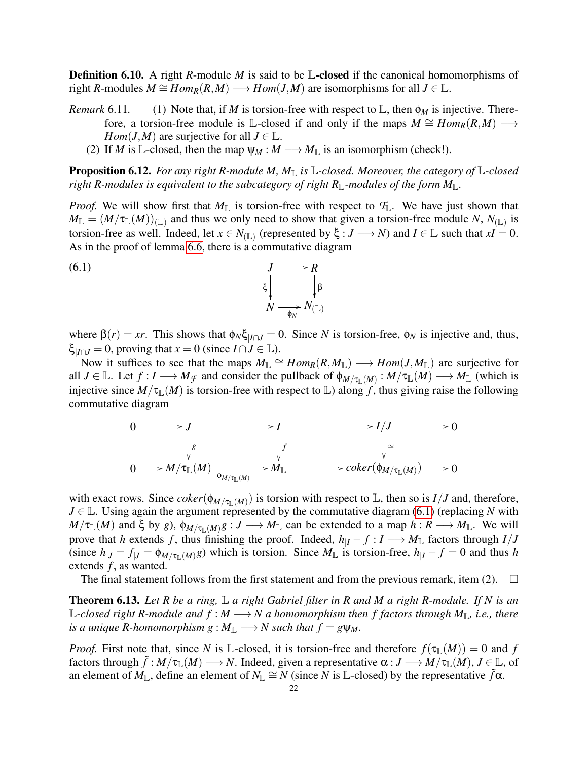**Definition 6.10.** A right $R$-module $M$ is said to be $\mathbb{L}$-**closed** if the canonical homomorphisms of right $R$-modules $M \cong Hom_R(R,M) \longrightarrow Hom(J,M)$ are isomorphisms for all $J \in \mathbb{L}$.

*Remark* 6.11.

1. Note that, if $M$ is torsion-free with respect to $\mathbb{L}$, then $\phi_M$ is injective. Therefore, a torsion-free module is $\mathbb{L}$-closed if and only if the maps $M \cong Hom_R(R,M) \longrightarrow Hom(J,M)$ are surjective for all $J \in \mathbb{L}$.
2. If $M$ is $\mathbb{L}$-closed, then the map $\psi_M : M \longrightarrow M_{\mathbb{L}}$ is an isomorphism (check!).

**Proposition 6.12.** *For any right R-module M, $M_{\mathbb{L}}$ is $\mathbb{L}$-closed. Moreover, the category of $\mathbb{L}$-closed right R-modules is equivalent to the subcategory of right $R_{\mathbb{L}}$-modules of the form $M_{\mathbb{L}}$.*

*Proof.* We will show first that $M_{\mathbb{L}}$ is torsion-free with respect to $\mathcal{T}_{\mathbb{L}}$. We have just shown that $M_{\mathbb{L}} = (M/\tau_{\mathbb{L}}(M))_{(\mathbb{L})}$ and thus we only need to show that given a torsion-free module $N$, $N_{(\mathbb{L})}$ is torsion-free as well. Indeed, let $x \in N_{(\mathbb{L})}$ (represented by $\xi : J \longrightarrow N$) and $I \in \mathbb{L}$ such that $xI = 0$. As in the proof of lemma 6.6, there is a commutative diagram

$$
\begin{array}{ccc}
J & \longrightarrow & R \\
\Big\downarrow{\scriptstyle \xi} & & \Big\downarrow{\scriptstyle \beta} \\
N & \xrightarrow[\phi_N]{} & N_{(\mathbb{L})}
\end{array}
\tag{6.1}
$$

where $\beta(r) = xr$. This shows that $\phi_N \xi_{|I \cap J} = 0$. Since $N$ is torsion-free, $\phi_N$ is injective and, thus, $\xi_{|I\cap J} = 0$, proving that $x = 0$ (since $I \cap J \in \mathbb{L}$).

Now it suffices to see that the maps $M_{\mathbb{L}} \cong Hom_R(R, M_{\mathbb{L}}) \longrightarrow Hom(J, M_{\mathbb{L}})$ are surjective for all $J \in \mathbb{L}$. Let $f : I \longrightarrow M_{\mathcal{F}}$ and consider the pullback of $\phi_{M/\tau_{\mathbb{L}}(M)} : M/\tau_{\mathbb{L}}(M) \longrightarrow M_{\mathbb{L}}$ (which is injective since $M/\tau_{\mathbb{L}}(M)$ is torsion-free with respect to $\mathbb{L}$) along $f$, thus giving raise the following commutative diagram

$$
\begin{array}{ccccccccc}
0 & \longrightarrow & J & \longrightarrow & I & \longrightarrow & I/J & \longrightarrow & 0 \\
 & & \Big\downarrow{\scriptstyle g} & & \Big\downarrow{\scriptstyle f} & & \Big\downarrow{\scriptstyle \cong} & & \\
0 & \longrightarrow & M/\tau_{\mathbb{L}}(M) & \xrightarrow[\phi_{M/\tau_{\mathbb{L}}(M)}]{} & M_{\mathbb{L}} & \longrightarrow & coker(\phi_{M/\tau_{\mathbb{L}}(M)}) & \longrightarrow & 0
\end{array}
$$

with exact rows. Since $coker(\phi_{M/\tau_{\mathbb{L}}(M)})$ is torsion with respect to $\mathbb{L}$, then so is $I/J$ and, therefore, $J \in \mathbb{L}$. Using again the argument represented by the commutative diagram (6.1) (replacing $N$ with $M/\tau_{\mathbb{L}}(M)$ and $\xi$ by $g$), $\phi_{M/\tau_{\mathbb{L}}(M)} g : J \longrightarrow M_{\mathbb{L}}$ can be extended to a map $h : R \longrightarrow M_{\mathbb{L}}$. We will prove that $h$ extends $f$, thus finishing the proof. Indeed, $h_{|I} - f : I \longrightarrow M_{\mathbb{L}}$ factors through $I/J$ (since $h_{|J} = f_{|J} = \phi_{M/\tau_{\mathbb{L}}(M)} g$) which is torsion. Since $M_{\mathbb{L}}$ is torsion-free, $h_{|I} - f = 0$ and thus $h$ extends $f$, as wanted.

The final statement follows from the first statement and from the previous remark, item (2). $\square$

**Theorem 6.13.** *Let R be a ring, $\mathbb{L}$ a right Gabriel filter in R and M a right R-module. If N is an $\mathbb{L}$-closed right R-module and $f : M \longrightarrow N$ a homomorphism then f factors through $M_{\mathbb{L}}$, i.e., there is a unique R-homomorphism $g : M_{\mathbb{L}} \longrightarrow N$ such that $f = g\psi_M$.*

*Proof.* First note that, since $N$ is $\mathbb{L}$-closed, it is torsion-free and therefore $f(\tau_{\mathbb{L}}(M)) = 0$ and $f$ factors through $\tilde{f} : M/\tau_{\mathbb{L}}(M) \longrightarrow N$. Indeed, given a representative $\alpha : J \longrightarrow M/\tau_{\mathbb{L}}(M)$, $J \in \mathbb{L}$, of an element of $M_{\mathbb{L}}$, define an element of $N_{\mathbb{L}} \cong N$ (since $N$ is $\mathbb{L}$-closed) by the representative $\tilde{f}\alpha$.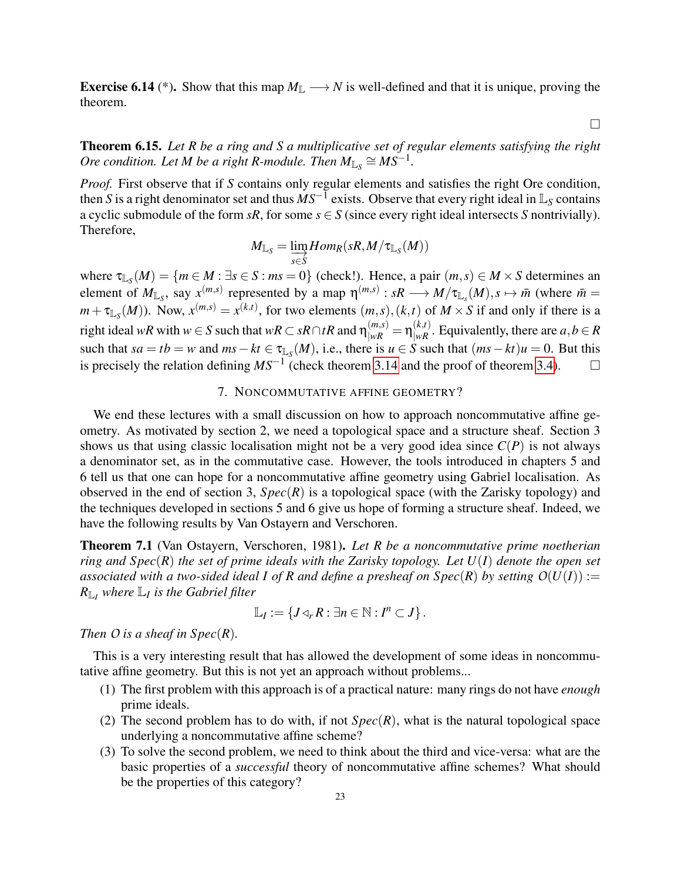**Exercise 6.14** (*). Show that this map $M_{\mathbb{L}} \longrightarrow N$ is well-defined and that it is unique, proving the theorem.

□

**Theorem 6.15.** *Let $R$ be a ring and $S$ a multiplicative set of regular elements satisfying the right Ore condition. Let $M$ be a right $R$-module. Then $M_{\mathbb{L}_S} \cong MS^{-1}$.*

*Proof.* First observe that if $S$ contains only regular elements and satisfies the right Ore condition, then $S$ is a right denominator set and thus $MS^{-1}$ exists. Observe that every right ideal in $\mathbb{L}_S$ contains a cyclic submodule of the form $sR$, for some $s \in S$ (since every right ideal intersects $S$ nontrivially). Therefore,

$$M_{\mathbb{L}_S} = \varinjlim_{s \in S} Hom_R(sR, M/\tau_{\mathbb{L}_S}(M))$$

where $\tau_{\mathbb{L}_S}(M) = \{m \in M : \exists s \in S : ms = 0\}$ (check!). Hence, a pair $(m,s) \in M \times S$ determines an element of $M_{\mathbb{L}_S}$, say $x^{(m,s)}$ represented by a map $\eta^{(m,s)} : sR \longrightarrow M/\tau_{\mathbb{L}_s}(M), s \mapsto \bar{m}$ (where $\bar{m} = m + \tau_{\mathbb{L}_S}(M)$). Now, $x^{(m,s)} = x^{(k,t)}$, for two elements $(m,s),(k,t)$ of $M \times S$ if and only if there is a right ideal $wR$ with $w \in S$ such that $wR \subset sR \cap tR$ and $\eta^{(m,s)}_{|wR} = \eta^{(k,t)}_{|wR}$. Equivalently, there are $a,b \in R$ such that $sa = tb = w$ and $ms - kt \in \tau_{\mathbb{L}_S}(M)$, i.e., there is $u \in S$ such that $(ms - kt)u = 0$. But this is precisely the relation defining $MS^{-1}$ (check theorem 3.14 and the proof of theorem 3.4). □

## 7. Noncommutative affine geometry?

We end these lectures with a small discussion on how to approach noncommutative affine geometry. As motivated by section 2, we need a topological space and a structure sheaf. Section 3 shows us that using classic localisation might not be a very good idea since $C(P)$ is not always a denominator set, as in the commutative case. However, the tools introduced in chapters 5 and 6 tell us that one can hope for a noncommutative affine geometry using Gabriel localisation. As observed in the end of section 3, $Spec(R)$ is a topological space (with the Zarisky topology) and the techniques developed in sections 5 and 6 give us hope of forming a structure sheaf. Indeed, we have the following results by Van Ostayern and Verschoren.

**Theorem 7.1** (Van Ostayern, Verschoren, 1981)**.** *Let $R$ be a noncommutative prime noetherian ring and $Spec(R)$ the set of prime ideals with the Zarisky topology. Let $U(I)$ denote the open set associated with a two-sided ideal $I$ of $R$ and define a presheaf on $Spec(R)$ by setting $O(U(I)) := R_{\mathbb{L}_I}$ where $\mathbb{L}_I$ is the Gabriel filter*

$$\mathbb{L}_I := \{J \lhd_r R : \exists n \in \mathbb{N} : I^n \subset J\}.$$

*Then $O$ is a sheaf in $Spec(R)$.*

This is a very interesting result that has allowed the development of some ideas in noncommutative affine geometry. But this is not yet an approach without problems...

1. The first problem with this approach is of a practical nature: many rings do not have *enough* prime ideals.
2. The second problem has to do with, if not $Spec(R)$, what is the natural topological space underlying a noncommutative affine scheme?
3. To solve the second problem, we need to think about the third and vice-versa: what are the basic properties of a *successful* theory of noncommutative affine schemes? What should be the properties of this category?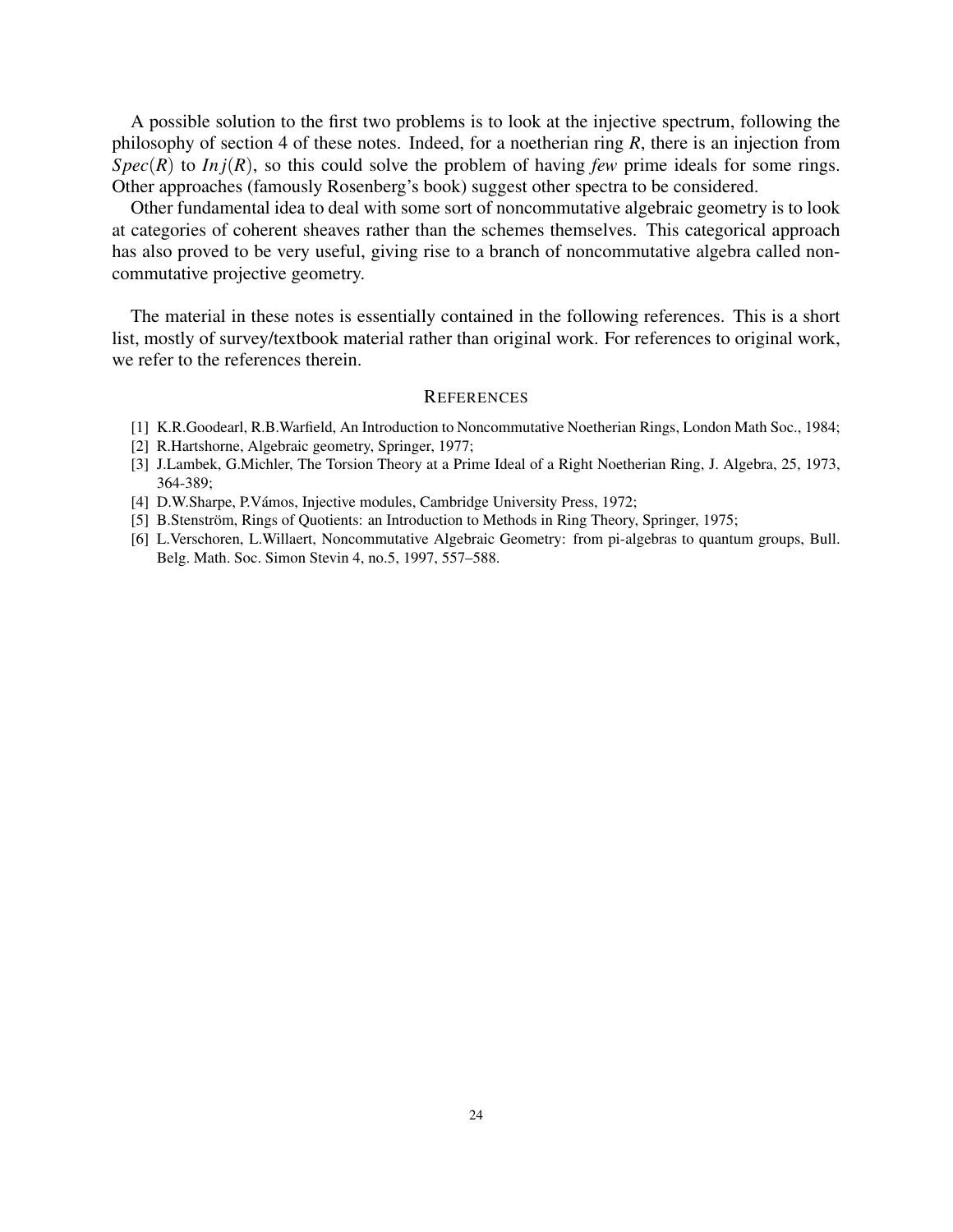A possible solution to the first two problems is to look at the injective spectrum, following the philosophy of section 4 of these notes. Indeed, for a noetherian ring $R$, there is an injection from $Spec(R)$ to $Inj(R)$, so this could solve the problem of having *few* prime ideals for some rings. Other approaches (famously Rosenberg's book) suggest other spectra to be considered.

Other fundamental idea to deal with some sort of noncommutative algebraic geometry is to look at categories of coherent sheaves rather than the schemes themselves. This categorical approach has also proved to be very useful, giving rise to a branch of noncommutative algebra called noncommutative projective geometry.

The material in these notes is essentially contained in the following references. This is a short list, mostly of survey/textbook material rather than original work. For references to original work, we refer to the references therein.

## REFERENCES

[1] K.R.Goodearl, R.B.Warfield, An Introduction to Noncommutative Noetherian Rings, London Math Soc., 1984;
[2] R.Hartshorne, Algebraic geometry, Springer, 1977;
[3] J.Lambek, G.Michler, The Torsion Theory at a Prime Ideal of a Right Noetherian Ring, J. Algebra, 25, 1973, 364-389;
[4] D.W.Sharpe, P.Vámos, Injective modules, Cambridge University Press, 1972;
[5] B.Stenström, Rings of Quotients: an Introduction to Methods in Ring Theory, Springer, 1975;
[6] L.Verschoren, L.Willaert, Noncommutative Algebraic Geometry: from pi-algebras to quantum groups, Bull. Belg. Math. Soc. Simon Stevin 4, no.5, 1997, 557–588.